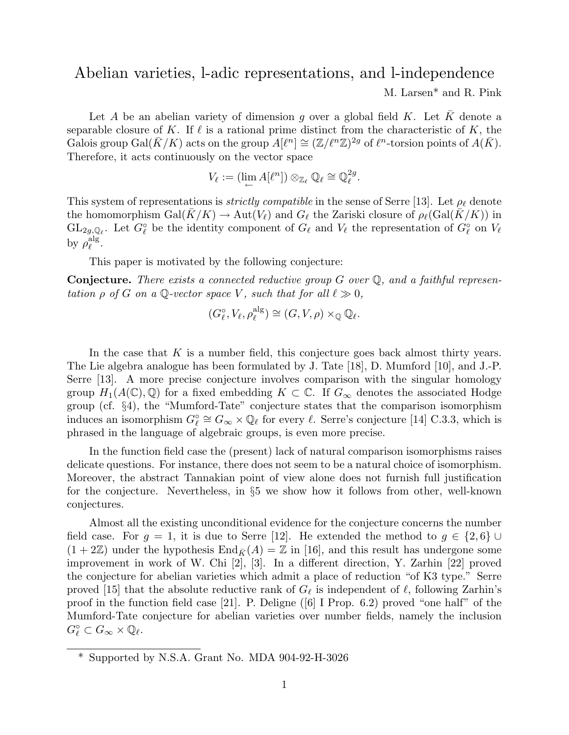# Abelian varieties, l-adic representations, and l-independence

M. Larsen* and R. Pink

Let $A$ be an abelian variety of dimension $g$ over a global field $K$. Let $\bar{K}$ denote a separable closure of $K$. If $\ell$ is a rational prime distinct from the characteristic of $K$, the Galois group $\mathrm{Gal}(\bar{K}/K)$ acts on the group $A[\ell^n] \cong (\mathbb{Z}/\ell^n\mathbb{Z})^{2g}$ of $\ell^n$-torsion points of $A(\bar{K})$. Therefore, it acts continuously on the vector space

$$V_\ell := (\lim_{\leftarrow} A[\ell^n]) \otimes_{\mathbb{Z}_\ell} \mathbb{Q}_\ell \cong \mathbb{Q}_\ell^{2g}.$$

This system of representations is *strictly compatible* in the sense of Serre [13]. Let $\rho_\ell$ denote the homomorphism $\mathrm{Gal}(\bar{K}/K) \to \mathrm{Aut}(V_\ell)$ and $G_\ell$ the Zariski closure of $\rho_\ell(\mathrm{Gal}(\bar{K}/K))$ in $\mathrm{GL}_{2g,\mathbb{Q}_\ell}$. Let $G_\ell^\circ$ be the identity component of $G_\ell$ and $V_\ell$ the representation of $G_\ell^\circ$ on $V_\ell$ by $\rho_\ell^{\mathrm{alg}}$.

This paper is motivated by the following conjecture:

**Conjecture.** *There exists a connected reductive group $G$ over $\mathbb{Q}$, and a faithful representation $\rho$ of $G$ on a $\mathbb{Q}$-vector space $V$, such that for all $\ell \gg 0$,*

$$(G_\ell^\circ, V_\ell, \rho_\ell^{\mathrm{alg}}) \cong (G, V, \rho) \times_{\mathbb{Q}} \mathbb{Q}_\ell.$$

In the case that $K$ is a number field, this conjecture goes back almost thirty years. The Lie algebra analogue has been formulated by J. Tate [18], D. Mumford [10], and J.-P. Serre [13]. A more precise conjecture involves comparison with the singular homology group $H_1(A(\mathbb{C}), \mathbb{Q})$ for a fixed embedding $K \subset \mathbb{C}$. If $G_\infty$ denotes the associated Hodge group (cf. §4), the "Mumford-Tate" conjecture states that the comparison isomorphism induces an isomorphism $G_\ell^\circ \cong G_\infty \times \mathbb{Q}_\ell$ for every $\ell$. Serre's conjecture [14] C.3.3, which is phrased in the language of algebraic groups, is even more precise.

In the function field case the (present) lack of natural comparison isomorphisms raises delicate questions. For instance, there does not seem to be a natural choice of isomorphism. Moreover, the abstract Tannakian point of view alone does not furnish full justification for the conjecture. Nevertheless, in §5 we show how it follows from other, well-known conjectures.

Almost all the existing unconditional evidence for the conjecture concerns the number field case. For $g = 1$, it is due to Serre [12]. He extended the method to $g \in \{2, 6\} \cup (1 + 2\mathbb{Z})$ under the hypothesis $\mathrm{End}_{\bar{K}}(A) = \mathbb{Z}$ in [16], and this result has undergone some improvement in work of W. Chi [2], [3]. In a different direction, Y. Zarhin [22] proved the conjecture for abelian varieties which admit a place of reduction "of K3 type." Serre proved [15] that the absolute reductive rank of $G_\ell$ is independent of $\ell$, following Zarhin's proof in the function field case [21]. P. Deligne ([6] I Prop. 6.2) proved "one half" of the Mumford-Tate conjecture for abelian varieties over number fields, namely the inclusion $G_\ell^\circ \subset G_\infty \times \mathbb{Q}_\ell$.

\* Supported by N.S.A. Grant No. MDA 904-92-H-3026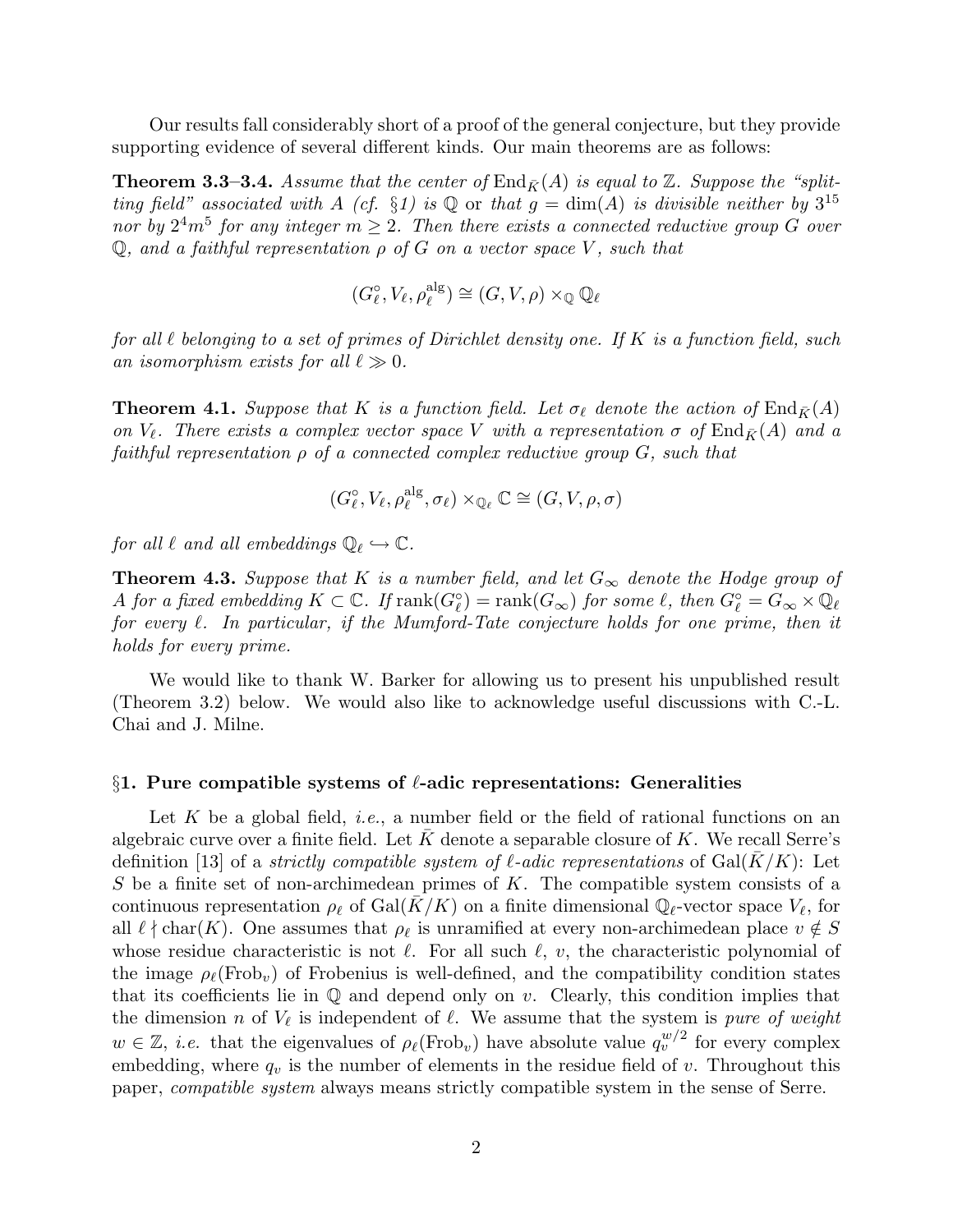Our results fall considerably short of a proof of the general conjecture, but they provide supporting evidence of several different kinds. Our main theorems are as follows:

**Theorem 3.3–3.4.** *Assume that the center of $\mathrm{End}_{\bar{K}}(A)$ is equal to $\mathbb{Z}$. Suppose the "splitting field" associated with $A$ (cf. §1) is $\mathbb{Q}$* or *that $g = \dim(A)$ is divisible neither by $3^{15}$ nor by $2^4m^5$ for any integer $m \geq 2$. Then there exists a connected reductive group $G$ over $\mathbb{Q}$, and a faithful representation $\rho$ of $G$ on a vector space $V$, such that*

$$(G_\ell^\circ, V_\ell, \rho_\ell^{\mathrm{alg}}) \cong (G, V, \rho) \times_{\mathbb{Q}} \mathbb{Q}_\ell$$

*for all $\ell$ belonging to a set of primes of Dirichlet density one. If $K$ is a function field, such an isomorphism exists for all $\ell \gg 0$.*

**Theorem 4.1.** *Suppose that $K$ is a function field. Let $\sigma_\ell$ denote the action of $\mathrm{End}_{\bar{K}}(A)$ on $V_\ell$. There exists a complex vector space $V$ with a representation $\sigma$ of $\mathrm{End}_{\bar{K}}(A)$ and a faithful representation $\rho$ of a connected complex reductive group $G$, such that*

$$(G_\ell^\circ, V_\ell, \rho_\ell^{\mathrm{alg}}, \sigma_\ell) \times_{\mathbb{Q}_\ell} \mathbb{C} \cong (G, V, \rho, \sigma)$$

*for all $\ell$ and all embeddings $\mathbb{Q}_\ell \hookrightarrow \mathbb{C}$.*

**Theorem 4.3.** *Suppose that $K$ is a number field, and let $G_\infty$ denote the Hodge group of $A$ for a fixed embedding $K \subset \mathbb{C}$. If $\mathrm{rank}(G_\ell^\circ) = \mathrm{rank}(G_\infty)$ for some $\ell$, then $G_\ell^\circ = G_\infty \times \mathbb{Q}_\ell$ for every $\ell$. In particular, if the Mumford-Tate conjecture holds for one prime, then it holds for every prime.*

We would like to thank W. Barker for allowing us to present his unpublished result (Theorem 3.2) below. We would also like to acknowledge useful discussions with C.-L. Chai and J. Milne.

## §1. Pure compatible systems of $\ell$-adic representations: Generalities

Let $K$ be a global field, *i.e.*, a number field or the field of rational functions on an algebraic curve over a finite field. Let $\bar{K}$ denote a separable closure of $K$. We recall Serre's definition [13] of a *strictly compatible system of $\ell$-adic representations* of $\mathrm{Gal}(\bar{K}/K)$: Let $S$ be a finite set of non-archimedean primes of $K$. The compatible system consists of a continuous representation $\rho_\ell$ of $\mathrm{Gal}(\bar{K}/K)$ on a finite dimensional $\mathbb{Q}_\ell$-vector space $V_\ell$, for all $\ell \nmid \mathrm{char}(K)$. One assumes that $\rho_\ell$ is unramified at every non-archimedean place $v \notin S$ whose residue characteristic is not $\ell$. For all such $\ell$, $v$, the characteristic polynomial of the image $\rho_\ell(\mathrm{Frob}_v)$ of Frobenius is well-defined, and the compatibility condition states that its coefficients lie in $\mathbb{Q}$ and depend only on $v$. Clearly, this condition implies that the dimension $n$ of $V_\ell$ is independent of $\ell$. We assume that the system is *pure of weight* $w \in \mathbb{Z}$, *i.e.* that the eigenvalues of $\rho_\ell(\mathrm{Frob}_v)$ have absolute value $q_v^{w/2}$ for every complex embedding, where $q_v$ is the number of elements in the residue field of $v$. Throughout this paper, *compatible system* always means strictly compatible system in the sense of Serre.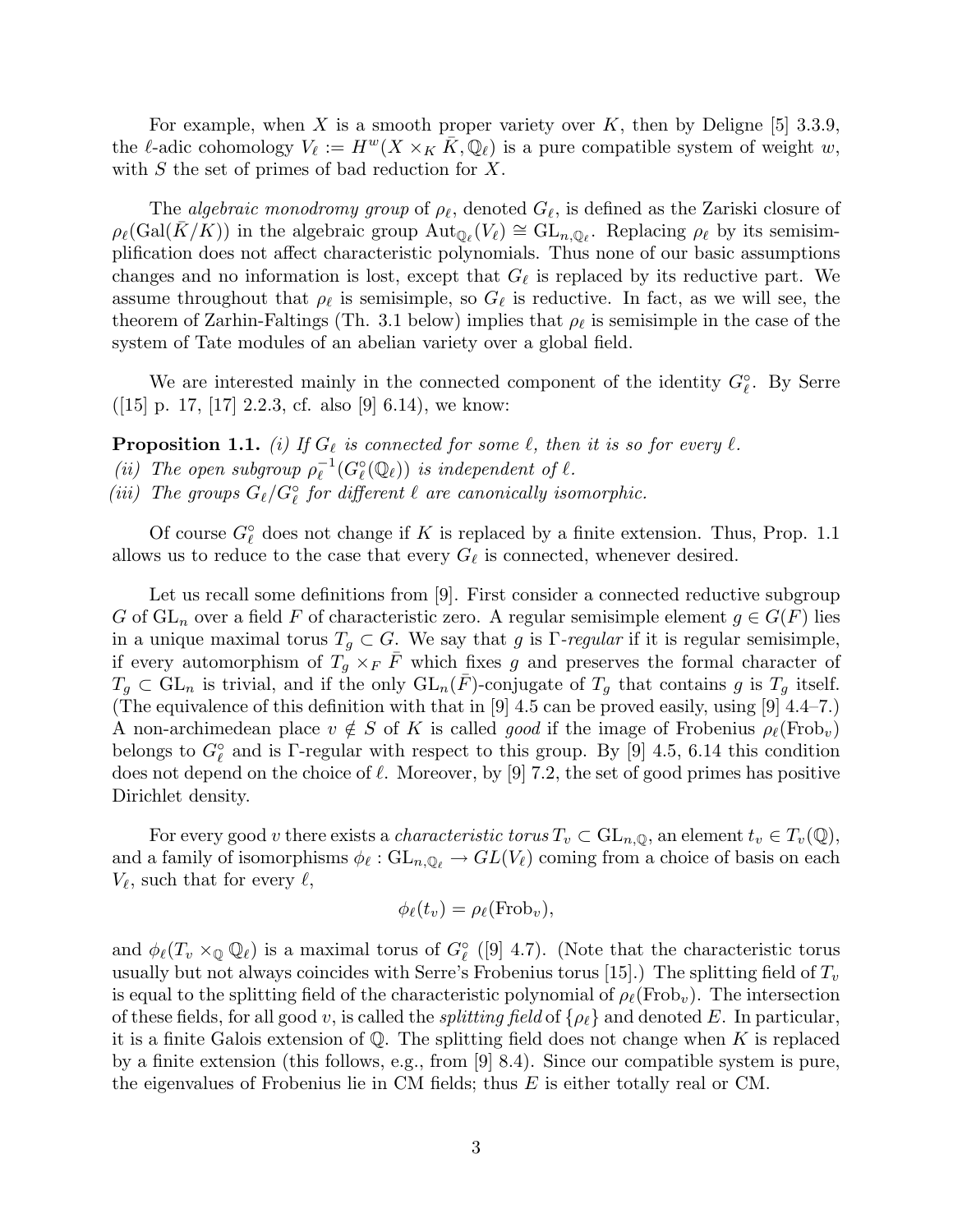For example, when $X$ is a smooth proper variety over $K$, then by Deligne [5] 3.3.9, the $\ell$-adic cohomology $V_\ell := H^w(X \times_K \bar{K}, \mathbb{Q}_\ell)$ is a pure compatible system of weight $w$, with $S$ the set of primes of bad reduction for $X$.

The *algebraic monodromy group* of $\rho_\ell$, denoted $G_\ell$, is defined as the Zariski closure of $\rho_\ell(\mathrm{Gal}(\bar{K}/K))$ in the algebraic group $\mathrm{Aut}_{\mathbb{Q}_\ell}(V_\ell) \cong \mathrm{GL}_{n,\mathbb{Q}_\ell}$. Replacing $\rho_\ell$ by its semisimplification does not affect characteristic polynomials. Thus none of our basic assumptions changes and no information is lost, except that $G_\ell$ is replaced by its reductive part. We assume throughout that $\rho_\ell$ is semisimple, so $G_\ell$ is reductive. In fact, as we will see, the theorem of Zarhin-Faltings (Th. 3.1 below) implies that $\rho_\ell$ is semisimple in the case of the system of Tate modules of an abelian variety over a global field.

We are interested mainly in the connected component of the identity $G_\ell^\circ$. By Serre ([15] p. 17, [17] 2.2.3, cf. also [9] 6.14), we know:

**Proposition 1.1.** *(i) If $G_\ell$ is connected for some $\ell$, then it is so for every $\ell$.*
*(ii) The open subgroup $\rho_\ell^{-1}(G_\ell^\circ(\mathbb{Q}_\ell))$ is independent of $\ell$.*
*(iii) The groups $G_\ell/G_\ell^\circ$ for different $\ell$ are canonically isomorphic.*

Of course $G_\ell^\circ$ does not change if $K$ is replaced by a finite extension. Thus, Prop. 1.1 allows us to reduce to the case that every $G_\ell$ is connected, whenever desired.

Let us recall some definitions from [9]. First consider a connected reductive subgroup $G$ of $\mathrm{GL}_n$ over a field $F$ of characteristic zero. A regular semisimple element $g \in G(F)$ lies in a unique maximal torus $T_g \subset G$. We say that $g$ is *$\Gamma$-regular* if it is regular semisimple, if every automorphism of $T_g \times_F \bar{F}$ which fixes $g$ and preserves the formal character of $T_g \subset \mathrm{GL}_n$ is trivial, and if the only $\mathrm{GL}_n(\bar{F})$-conjugate of $T_g$ that contains $g$ is $T_g$ itself. (The equivalence of this definition with that in [9] 4.5 can be proved easily, using [9] 4.4–7.) A non-archimedean place $v \notin S$ of $K$ is called *good* if the image of Frobenius $\rho_\ell(\mathrm{Frob}_v)$ belongs to $G_\ell^\circ$ and is $\Gamma$-regular with respect to this group. By [9] 4.5, 6.14 this condition does not depend on the choice of $\ell$. Moreover, by [9] 7.2, the set of good primes has positive Dirichlet density.

For every good $v$ there exists a *characteristic torus* $T_v \subset \mathrm{GL}_{n,\mathbb{Q}}$, an element $t_v \in T_v(\mathbb{Q})$, and a family of isomorphisms $\phi_\ell : \mathrm{GL}_{n,\mathbb{Q}_\ell} \to GL(V_\ell)$ coming from a choice of basis on each $V_\ell$, such that for every $\ell$,

$$\phi_\ell(t_v) = \rho_\ell(\mathrm{Frob}_v),$$

and $\phi_\ell(T_v \times_{\mathbb{Q}} \mathbb{Q}_\ell)$ is a maximal torus of $G_\ell^\circ$ ([9] 4.7). (Note that the characteristic torus usually but not always coincides with Serre's Frobenius torus [15].) The splitting field of $T_v$ is equal to the splitting field of the characteristic polynomial of $\rho_\ell(\mathrm{Frob}_v)$. The intersection of these fields, for all good $v$, is called the *splitting field* of $\{\rho_\ell\}$ and denoted $E$. In particular, it is a finite Galois extension of $\mathbb{Q}$. The splitting field does not change when $K$ is replaced by a finite extension (this follows, e.g., from [9] 8.4). Since our compatible system is pure, the eigenvalues of Frobenius lie in CM fields; thus $E$ is either totally real or CM.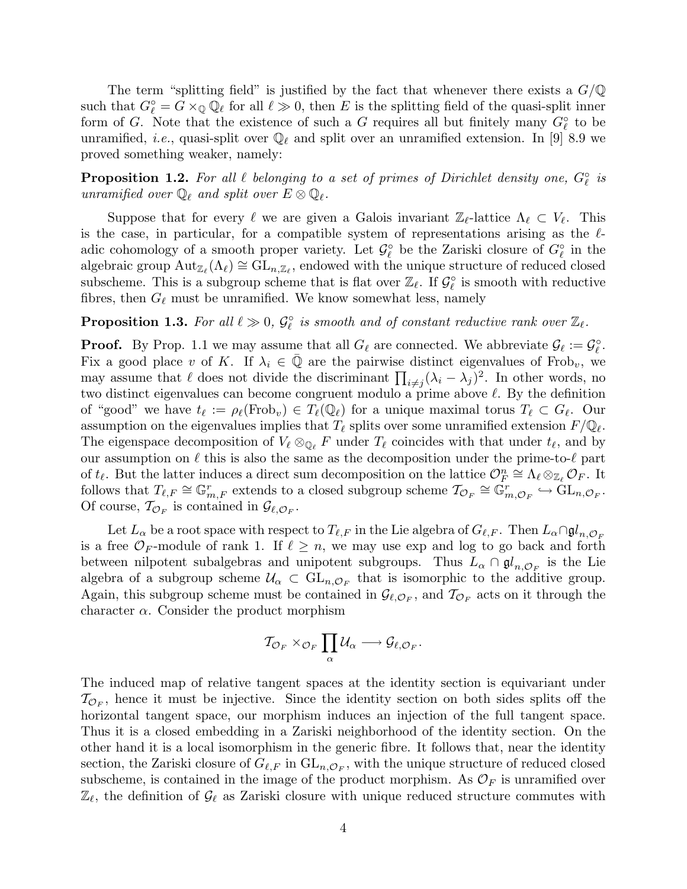The term "splitting field" is justified by the fact that whenever there exists a $G/\mathbb{Q}$ such that $G_\ell^\circ = G \times_{\mathbb{Q}} \mathbb{Q}_\ell$ for all $\ell \gg 0$, then $E$ is the splitting field of the quasi-split inner form of $G$. Note that the existence of such a $G$ requires all but finitely many $G_\ell^\circ$ to be unramified, *i.e.*, quasi-split over $\mathbb{Q}_\ell$ and split over an unramified extension. In [9] 8.9 we proved something weaker, namely:

**Proposition 1.2.** *For all $\ell$ belonging to a set of primes of Dirichlet density one, $G_\ell^\circ$ is unramified over $\mathbb{Q}_\ell$ and split over $E \otimes \mathbb{Q}_\ell$.*

Suppose that for every $\ell$ we are given a Galois invariant $\mathbb{Z}_\ell$-lattice $\Lambda_\ell \subset V_\ell$. This is the case, in particular, for a compatible system of representations arising as the $\ell$-adic cohomology of a smooth proper variety. Let $\mathcal{G}_\ell^\circ$ be the Zariski closure of $G_\ell^\circ$ in the algebraic group $\mathrm{Aut}_{\mathbb{Z}_\ell}(\Lambda_\ell) \cong \mathrm{GL}_{n,\mathbb{Z}_\ell}$, endowed with the unique structure of reduced closed subscheme. This is a subgroup scheme that is flat over $\mathbb{Z}_\ell$. If $\mathcal{G}_\ell^\circ$ is smooth with reductive fibres, then $G_\ell$ must be unramified. We know somewhat less, namely

**Proposition 1.3.** *For all $\ell \gg 0$, $\mathcal{G}_\ell^\circ$ is smooth and of constant reductive rank over $\mathbb{Z}_\ell$.*

**Proof.** By Prop. 1.1 we may assume that all $G_\ell$ are connected. We abbreviate $\mathcal{G}_\ell := \mathcal{G}_\ell^\circ$. Fix a good place $v$ of $K$. If $\lambda_i \in \bar{\mathbb{Q}}$ are the pairwise distinct eigenvalues of $\mathrm{Frob}_v$, we may assume that $\ell$ does not divide the discriminant $\prod_{i \neq j}(\lambda_i - \lambda_j)^2$. In other words, no two distinct eigenvalues can become congruent modulo a prime above $\ell$. By the definition of "good" we have $t_\ell := \rho_\ell(\mathrm{Frob}_v) \in T_\ell(\mathbb{Q}_\ell)$ for a unique maximal torus $T_\ell \subset G_\ell$. Our assumption on the eigenvalues implies that $T_\ell$ splits over some unramified extension $F/\mathbb{Q}_\ell$. The eigenspace decomposition of $V_\ell \otimes_{\mathbb{Q}_\ell} F$ under $T_\ell$ coincides with that under $t_\ell$, and by our assumption on $\ell$ this is also the same as the decomposition under the prime-to-$\ell$ part of $t_\ell$. But the latter induces a direct sum decomposition on the lattice $\mathcal{O}_F^n \cong \Lambda_\ell \otimes_{\mathbb{Z}_\ell} \mathcal{O}_F$. It follows that $T_{\ell,F} \cong \mathbb{G}_{m,F}^r$ extends to a closed subgroup scheme $\mathcal{T}_{\mathcal{O}_F} \cong \mathbb{G}_{m,\mathcal{O}_F}^r \hookrightarrow \mathrm{GL}_{n,\mathcal{O}_F}$. Of course, $\mathcal{T}_{\mathcal{O}_F}$ is contained in $\mathcal{G}_{\ell,\mathcal{O}_F}$.

Let $L_\alpha$ be a root space with respect to $T_{\ell,F}$ in the Lie algebra of $G_{\ell,F}$. Then $L_\alpha \cap \mathfrak{gl}_{n,\mathcal{O}_F}$ is a free $\mathcal{O}_F$-module of rank 1. If $\ell \geq n$, we may use exp and log to go back and forth between nilpotent subalgebras and unipotent subgroups. Thus $L_\alpha \cap \mathfrak{gl}_{n,\mathcal{O}_F}$ is the Lie algebra of a subgroup scheme $\mathcal{U}_\alpha \subset \mathrm{GL}_{n,\mathcal{O}_F}$ that is isomorphic to the additive group. Again, this subgroup scheme must be contained in $\mathcal{G}_{\ell,\mathcal{O}_F}$, and $\mathcal{T}_{\mathcal{O}_F}$ acts on it through the character $\alpha$. Consider the product morphism

$$\mathcal{T}_{\mathcal{O}_F} \times_{\mathcal{O}_F} \prod_\alpha \mathcal{U}_\alpha \longrightarrow \mathcal{G}_{\ell,\mathcal{O}_F}.$$

The induced map of relative tangent spaces at the identity section is equivariant under $\mathcal{T}_{\mathcal{O}_F}$, hence it must be injective. Since the identity section on both sides splits off the horizontal tangent space, our morphism induces an injection of the full tangent space. Thus it is a closed embedding in a Zariski neighborhood of the identity section. On the other hand it is a local isomorphism in the generic fibre. It follows that, near the identity section, the Zariski closure of $G_{\ell,F}$ in $\mathrm{GL}_{n,\mathcal{O}_F}$, with the unique structure of reduced closed subscheme, is contained in the image of the product morphism. As $\mathcal{O}_F$ is unramified over $\mathbb{Z}_\ell$, the definition of $\mathcal{G}_\ell$ as Zariski closure with unique reduced structure commutes with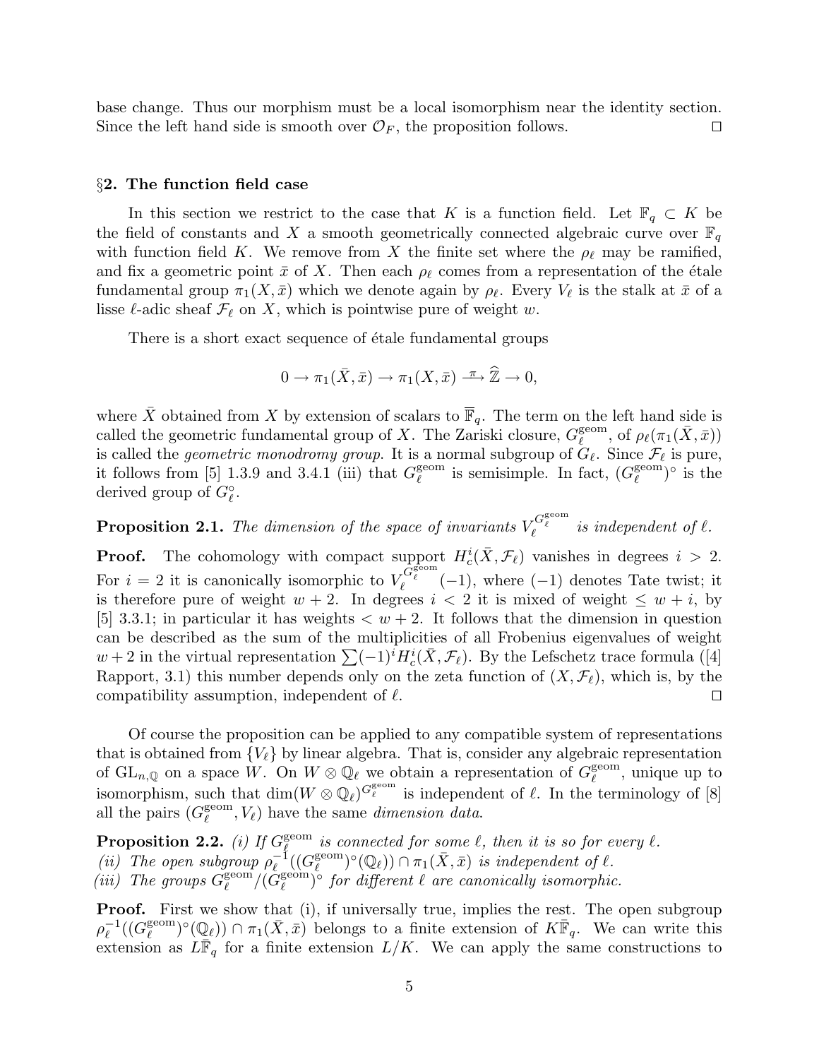base change. Thus our morphism must be a local isomorphism near the identity section. Since the left hand side is smooth over $\mathcal{O}_F$, the proposition follows. $\square$

## §2. The function field case

In this section we restrict to the case that $K$ is a function field. Let $\mathbb{F}_q \subset K$ be the field of constants and $X$ a smooth geometrically connected algebraic curve over $\mathbb{F}_q$ with function field $K$. We remove from $X$ the finite set where the $\rho_\ell$ may be ramified, and fix a geometric point $\bar{x}$ of $X$. Then each $\rho_\ell$ comes from a representation of the étale fundamental group $\pi_1(X,\bar{x})$ which we denote again by $\rho_\ell$. Every $V_\ell$ is the stalk at $\bar{x}$ of a lisse $\ell$-adic sheaf $\mathcal{F}_\ell$ on $X$, which is pointwise pure of weight $w$.

There is a short exact sequence of étale fundamental groups

$$0 \to \pi_1(\bar{X},\bar{x}) \to \pi_1(X,\bar{x}) \xrightarrow{\ \pi\ } \widehat{\mathbb{Z}} \to 0,$$

where $\bar{X}$ obtained from $X$ by extension of scalars to $\overline{\mathbb{F}}_q$. The term on the left hand side is called the geometric fundamental group of $X$. The Zariski closure, $G_\ell^{\mathrm{geom}}$, of $\rho_\ell(\pi_1(\bar{X},\bar{x}))$ is called the *geometric monodromy group*. It is a normal subgroup of $G_\ell$. Since $\mathcal{F}_\ell$ is pure, it follows from [5] 1.3.9 and 3.4.1 (iii) that $G_\ell^{\mathrm{geom}}$ is semisimple. In fact, $(G_\ell^{\mathrm{geom}})^\circ$ is the derived group of $G_\ell^\circ$.

**Proposition 2.1.** *The dimension of the space of invariants $V_\ell^{G_\ell^{\mathrm{geom}}}$ is independent of $\ell$.*

**Proof.** The cohomology with compact support $H^i_c(\bar{X},\mathcal{F}_\ell)$ vanishes in degrees $i > 2$. For $i = 2$ it is canonically isomorphic to $V_\ell^{G_\ell^{\mathrm{geom}}}(-1)$, where $(-1)$ denotes Tate twist; it is therefore pure of weight $w+2$. In degrees $i < 2$ it is mixed of weight $\leq w+i$, by [5] 3.3.1; in particular it has weights $< w+2$. It follows that the dimension in question can be described as the sum of the multiplicities of all Frobenius eigenvalues of weight $w+2$ in the virtual representation $\sum(-1)^i H^i_c(\bar{X},\mathcal{F}_\ell)$. By the Lefschetz trace formula ([4] Rapport, 3.1) this number depends only on the zeta function of $(X,\mathcal{F}_\ell)$, which is, by the compatibility assumption, independent of $\ell$. $\square$

Of course the proposition can be applied to any compatible system of representations that is obtained from $\{V_\ell\}$ by linear algebra. That is, consider any algebraic representation of $\mathrm{GL}_{n,\mathbb{Q}}$ on a space $W$. On $W \otimes \mathbb{Q}_\ell$ we obtain a representation of $G_\ell^{\mathrm{geom}}$, unique up to isomorphism, such that $\dim(W\otimes\mathbb{Q}_\ell)^{G_\ell^{\mathrm{geom}}}$ is independent of $\ell$. In the terminology of [8] all the pairs $(G_\ell^{\mathrm{geom}}, V_\ell)$ have the same *dimension data*.

**Proposition 2.2.** *(i) If $G_\ell^{\mathrm{geom}}$ is connected for some $\ell$, then it is so for every $\ell$.*
*(ii) The open subgroup $\rho_\ell^{-1}((G_\ell^{\mathrm{geom}})^\circ(\mathbb{Q}_\ell)) \cap \pi_1(\bar{X},\bar{x})$ is independent of $\ell$.*
*(iii) The groups $G_\ell^{\mathrm{geom}}/(G_\ell^{\mathrm{geom}})^\circ$ for different $\ell$ are canonically isomorphic.*

**Proof.** First we show that (i), if universally true, implies the rest. The open subgroup $\rho_\ell^{-1}((G_\ell^{\mathrm{geom}})^\circ(\mathbb{Q}_\ell)) \cap \pi_1(\bar{X},\bar{x})$ belongs to a finite extension of $K\overline{\mathbb{F}}_q$. We can write this extension as $L\overline{\mathbb{F}}_q$ for a finite extension $L/K$. We can apply the same constructions to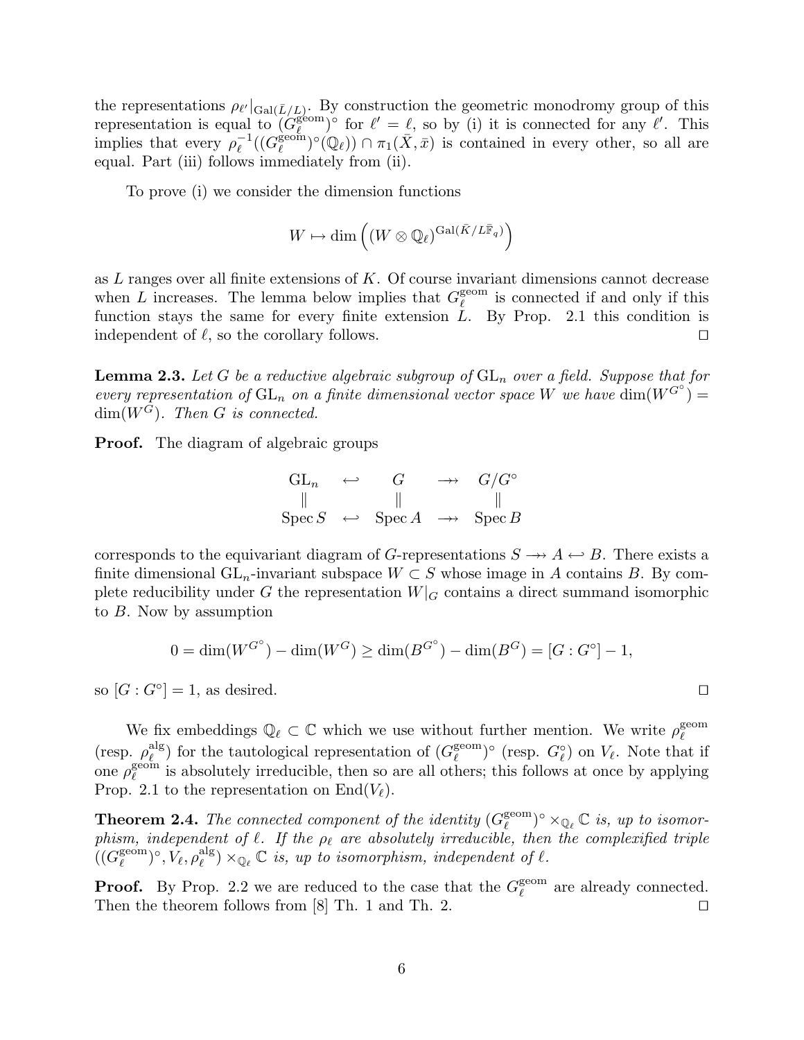the representations $\rho_{\ell'}|_{\mathrm{Gal}(\bar{L}/L)}$. By construction the geometric monodromy group of this representation is equal to $(G_\ell^{\mathrm{geom}})^\circ$ for $\ell' = \ell$, so by (i) it is connected for any $\ell'$. This implies that every $\rho_\ell^{-1}((G_\ell^{\mathrm{geom}})^\circ(\mathbb{Q}_\ell)) \cap \pi_1(\bar{X}, \bar{x})$ is contained in every other, so all are equal. Part (iii) follows immediately from (ii).

To prove (i) we consider the dimension functions

$$W \mapsto \dim\Big( (W \otimes \mathbb{Q}_\ell)^{\mathrm{Gal}(\bar{K}/L\bar{\mathbb{F}}_q)} \Big)$$

as $L$ ranges over all finite extensions of $K$. Of course invariant dimensions cannot decrease when $L$ increases. The lemma below implies that $G_\ell^{\mathrm{geom}}$ is connected if and only if this function stays the same for every finite extension $L$. By Prop. 2.1 this condition is independent of $\ell$, so the corollary follows. $\square$

**Lemma 2.3.** *Let $G$ be a reductive algebraic subgroup of $\mathrm{GL}_n$ over a field. Suppose that for every representation of $\mathrm{GL}_n$ on a finite dimensional vector space $W$ we have $\dim(W^{G^\circ}) = \dim(W^G)$. Then $G$ is connected.*

**Proof.** The diagram of algebraic groups

$$\begin{array}{ccccc} \mathrm{GL}_n & \hookleftarrow & G & \twoheadrightarrow & G/G^\circ \\ \| & & \| & & \| \\ \operatorname{Spec} S & \hookleftarrow & \operatorname{Spec} A & \twoheadrightarrow & \operatorname{Spec} B \end{array}$$

corresponds to the equivariant diagram of $G$-representations $S \twoheadrightarrow A \hookleftarrow B$. There exists a finite dimensional $\mathrm{GL}_n$-invariant subspace $W \subset S$ whose image in $A$ contains $B$. By complete reducibility under $G$ the representation $W|_G$ contains a direct summand isomorphic to $B$. Now by assumption

$$0 = \dim(W^{G^\circ}) - \dim(W^G) \geq \dim(B^{G^\circ}) - \dim(B^G) = [G : G^\circ] - 1,$$

so $[G : G^\circ] = 1$, as desired. $\square$

We fix embeddings $\mathbb{Q}_\ell \subset \mathbb{C}$ which we use without further mention. We write $\rho_\ell^{\mathrm{geom}}$ (resp. $\rho_\ell^{\mathrm{alg}}$) for the tautological representation of $(G_\ell^{\mathrm{geom}})^\circ$ (resp. $G_\ell^\circ$) on $V_\ell$. Note that if one $\rho_\ell^{\mathrm{geom}}$ is absolutely irreducible, then so are all others; this follows at once by applying Prop. 2.1 to the representation on $\mathrm{End}(V_\ell)$.

**Theorem 2.4.** *The connected component of the identity $(G_\ell^{\mathrm{geom}})^\circ \times_{\mathbb{Q}_\ell} \mathbb{C}$ is, up to isomorphism, independent of $\ell$. If the $\rho_\ell$ are absolutely irreducible, then the complexified triple $((G_\ell^{\mathrm{geom}})^\circ, V_\ell, \rho_\ell^{\mathrm{alg}}) \times_{\mathbb{Q}_\ell} \mathbb{C}$ is, up to isomorphism, independent of $\ell$.*

**Proof.** By Prop. 2.2 we are reduced to the case that the $G_\ell^{\mathrm{geom}}$ are already connected. Then the theorem follows from [8] Th. 1 and Th. 2. $\square$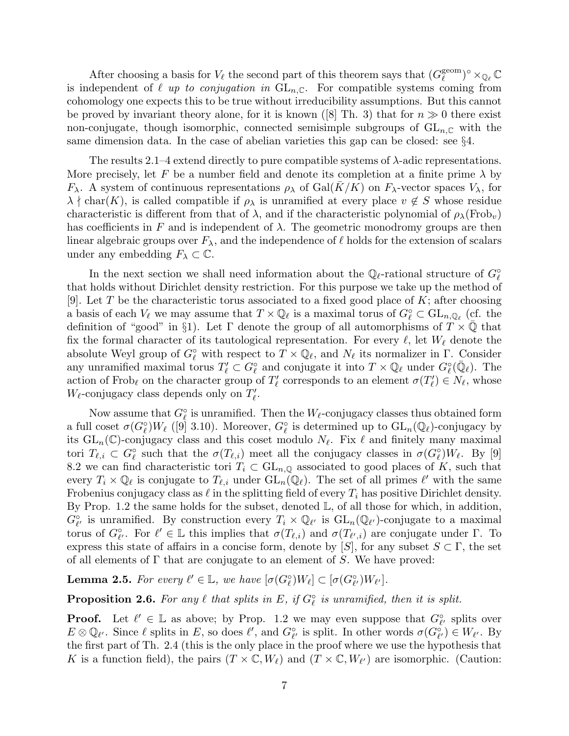After choosing a basis for $V_\ell$ the second part of this theorem says that $(G_\ell^{\mathrm{geom}})^\circ \times_{\mathbb{Q}_\ell} \mathbb{C}$ is independent of $\ell$ *up to conjugation in* $\mathrm{GL}_{n,\mathbb{C}}$. For compatible systems coming from cohomology one expects this to be true without irreducibility assumptions. But this cannot be proved by invariant theory alone, for it is known ([8] Th. 3) that for $n \gg 0$ there exist non-conjugate, though isomorphic, connected semisimple subgroups of $\mathrm{GL}_{n,\mathbb{C}}$ with the same dimension data. In the case of abelian varieties this gap can be closed: see §4.

The results 2.1–4 extend directly to pure compatible systems of $\lambda$-adic representations. More precisely, let $F$ be a number field and denote its completion at a finite prime $\lambda$ by $F_\lambda$. A system of continuous representations $\rho_\lambda$ of $\mathrm{Gal}(\bar{K}/K)$ on $F_\lambda$-vector spaces $V_\lambda$, for $\lambda \nmid \mathrm{char}(K)$, is called compatible if $\rho_\lambda$ is unramified at every place $v \notin S$ whose residue characteristic is different from that of $\lambda$, and if the characteristic polynomial of $\rho_\lambda(\mathrm{Frob}_v)$ has coefficients in $F$ and is independent of $\lambda$. The geometric monodromy groups are then linear algebraic groups over $F_\lambda$, and the independence of $\ell$ holds for the extension of scalars under any embedding $F_\lambda \subset \mathbb{C}$.

In the next section we shall need information about the $\mathbb{Q}_\ell$-rational structure of $G_\ell^\circ$ that holds without Dirichlet density restriction. For this purpose we take up the method of [9]. Let $T$ be the characteristic torus associated to a fixed good place of $K$; after choosing a basis of each $V_\ell$ we may assume that $T \times \mathbb{Q}_\ell$ is a maximal torus of $G_\ell^\circ \subset \mathrm{GL}_{n,\mathbb{Q}_\ell}$ (cf. the definition of "good" in §1). Let $\Gamma$ denote the group of all automorphisms of $T \times \bar{\mathbb{Q}}$ that fix the formal character of its tautological representation. For every $\ell$, let $W_\ell$ denote the absolute Weyl group of $G_\ell^\circ$ with respect to $T \times \mathbb{Q}_\ell$, and $N_\ell$ its normalizer in $\Gamma$. Consider any unramified maximal torus $T'_\ell \subset G_\ell^\circ$ and conjugate it into $T \times \mathbb{Q}_\ell$ under $G_\ell^\circ(\bar{\mathbb{Q}}_\ell)$. The action of $\mathrm{Frob}_\ell$ on the character group of $T'_\ell$ corresponds to an element $\sigma(T'_\ell) \in N_\ell$, whose $W_\ell$-conjugacy class depends only on $T'_\ell$.

Now assume that $G_\ell^\circ$ is unramified. Then the $W_\ell$-conjugacy classes thus obtained form a full coset $\sigma(G_\ell^\circ)W_\ell$ ([9] 3.10). Moreover, $G_\ell^\circ$ is determined up to $\mathrm{GL}_n(\mathbb{Q}_\ell)$-conjugacy by its $\mathrm{GL}_n(\mathbb{C})$-conjugacy class and this coset modulo $N_\ell$. Fix $\ell$ and finitely many maximal tori $T_{\ell,i} \subset G_\ell^\circ$ such that the $\sigma(T_{\ell,i})$ meet all the conjugacy classes in $\sigma(G_\ell^\circ)W_\ell$. By [9] 8.2 we can find characteristic tori $T_i \subset \mathrm{GL}_{n,\mathbb{Q}}$ associated to good places of $K$, such that every $T_i \times \mathbb{Q}_\ell$ is conjugate to $T_{\ell,i}$ under $\mathrm{GL}_n(\mathbb{Q}_\ell)$. The set of all primes $\ell'$ with the same Frobenius conjugacy class as $\ell$ in the splitting field of every $T_i$ has positive Dirichlet density. By Prop. 1.2 the same holds for the subset, denoted $\mathbb{L}$, of all those for which, in addition, $G_{\ell'}^\circ$ is unramified. By construction every $T_i \times \mathbb{Q}_{\ell'}$ is $\mathrm{GL}_n(\mathbb{Q}_{\ell'})$-conjugate to a maximal torus of $G_{\ell'}^\circ$. For $\ell' \in \mathbb{L}$ this implies that $\sigma(T_{\ell,i})$ and $\sigma(T_{\ell',i})$ are conjugate under $\Gamma$. To express this state of affairs in a concise form, denote by $[S]$, for any subset $S \subset \Gamma$, the set of all elements of $\Gamma$ that are conjugate to an element of $S$. We have proved:

**Lemma 2.5.** *For every $\ell' \in \mathbb{L}$, we have $[\sigma(G_\ell^\circ)W_\ell] \subset [\sigma(G_{\ell'}^\circ)W_{\ell'}]$.*

**Proposition 2.6.** *For any $\ell$ that splits in $E$, if $G_\ell^\circ$ is unramified, then it is split.*

**Proof.** Let $\ell' \in \mathbb{L}$ as above; by Prop. 1.2 we may even suppose that $G_{\ell'}^\circ$ splits over $E \otimes \mathbb{Q}_{\ell'}$. Since $\ell$ splits in $E$, so does $\ell'$, and $G_{\ell'}^\circ$ is split. In other words $\sigma(G_{\ell'}^\circ) \in W_{\ell'}$. By the first part of Th. 2.4 (this is the only place in the proof where we use the hypothesis that $K$ is a function field), the pairs $(T \times \mathbb{C}, W_\ell)$ and $(T \times \mathbb{C}, W_{\ell'})$ are isomorphic. (Caution: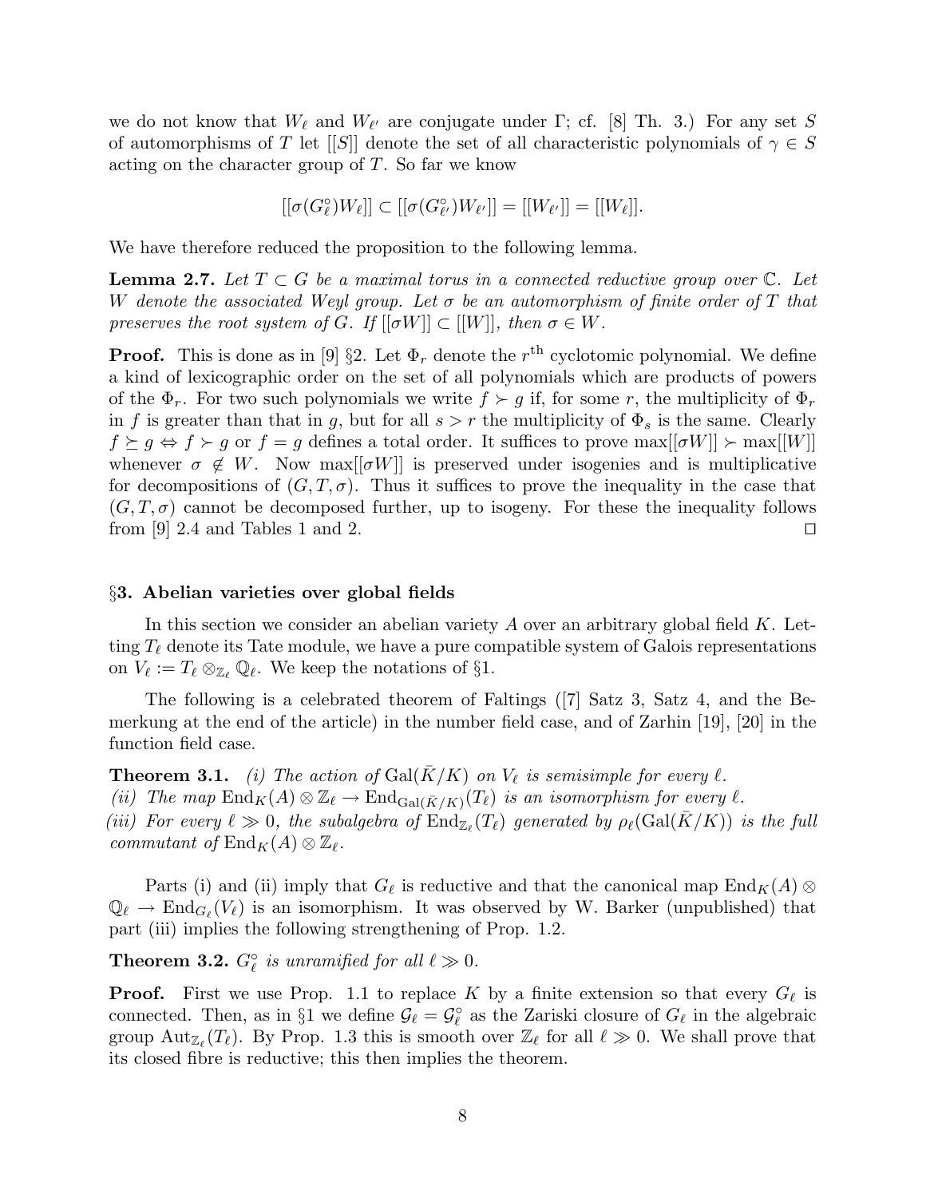we do not know that $W_\ell$ and $W_{\ell'}$ are conjugate under $\Gamma$; cf. [8] Th. 3.) For any set $S$ of automorphisms of $T$ let $[[S]]$ denote the set of all characteristic polynomials of $\gamma \in S$ acting on the character group of $T$. So far we know

$$[[\sigma(G_\ell^\circ)W_\ell]] \subset [[\sigma(G_{\ell'}^\circ)W_{\ell'}]] = [[W_{\ell'}]] = [[W_\ell]].$$

We have therefore reduced the proposition to the following lemma.

**Lemma 2.7.** *Let $T \subset G$ be a maximal torus in a connected reductive group over $\mathbb{C}$. Let $W$ denote the associated Weyl group. Let $\sigma$ be an automorphism of finite order of $T$ that preserves the root system of $G$. If $[[\sigma W]] \subset [[W]]$, then $\sigma \in W$.*

**Proof.** This is done as in [9] §2. Let $\Phi_r$ denote the $r^{\text{th}}$ cyclotomic polynomial. We define a kind of lexicographic order on the set of all polynomials which are products of powers of the $\Phi_r$. For two such polynomials we write $f \succ g$ if, for some $r$, the multiplicity of $\Phi_r$ in $f$ is greater than that in $g$, but for all $s > r$ the multiplicity of $\Phi_s$ is the same. Clearly $f \succeq g \Leftrightarrow f \succ g$ or $f = g$ defines a total order. It suffices to prove $\max[[\sigma W]] \succ \max[[W]]$ whenever $\sigma \notin W$. Now $\max[[\sigma W]]$ is preserved under isogenies and is multiplicative for decompositions of $(G, T, \sigma)$. Thus it suffices to prove the inequality in the case that $(G, T, \sigma)$ cannot be decomposed further, up to isogeny. For these the inequality follows from [9] 2.4 and Tables 1 and 2. $\square$

## §3. Abelian varieties over global fields

In this section we consider an abelian variety $A$ over an arbitrary global field $K$. Letting $T_\ell$ denote its Tate module, we have a pure compatible system of Galois representations on $V_\ell := T_\ell \otimes_{\mathbb{Z}_\ell} \mathbb{Q}_\ell$. We keep the notations of §1.

The following is a celebrated theorem of Faltings ([7] Satz 3, Satz 4, and the Bemerkung at the end of the article) in the number field case, and of Zarhin [19], [20] in the function field case.

**Theorem 3.1.** *(i) The action of $\mathrm{Gal}(\bar{K}/K)$ on $V_\ell$ is semisimple for every $\ell$.*
*(ii) The map $\mathrm{End}_K(A) \otimes \mathbb{Z}_\ell \to \mathrm{End}_{\mathrm{Gal}(\bar{K}/K)}(T_\ell)$ is an isomorphism for every $\ell$.*
*(iii) For every $\ell \gg 0$, the subalgebra of $\mathrm{End}_{\mathbb{Z}_\ell}(T_\ell)$ generated by $\rho_\ell(\mathrm{Gal}(\bar{K}/K))$ is the full commutant of $\mathrm{End}_K(A) \otimes \mathbb{Z}_\ell$.*

Parts (i) and (ii) imply that $G_\ell$ is reductive and that the canonical map $\mathrm{End}_K(A) \otimes \mathbb{Q}_\ell \to \mathrm{End}_{G_\ell}(V_\ell)$ is an isomorphism. It was observed by W. Barker (unpublished) that part (iii) implies the following strengthening of Prop. 1.2.

**Theorem 3.2.** *$G_\ell^\circ$ is unramified for all $\ell \gg 0$.*

**Proof.** First we use Prop. 1.1 to replace $K$ by a finite extension so that every $G_\ell$ is connected. Then, as in §1 we define $\mathcal{G}_\ell = \mathcal{G}_\ell^\circ$ as the Zariski closure of $G_\ell$ in the algebraic group $\mathrm{Aut}_{\mathbb{Z}_\ell}(T_\ell)$. By Prop. 1.3 this is smooth over $\mathbb{Z}_\ell$ for all $\ell \gg 0$. We shall prove that its closed fibre is reductive; this then implies the theorem.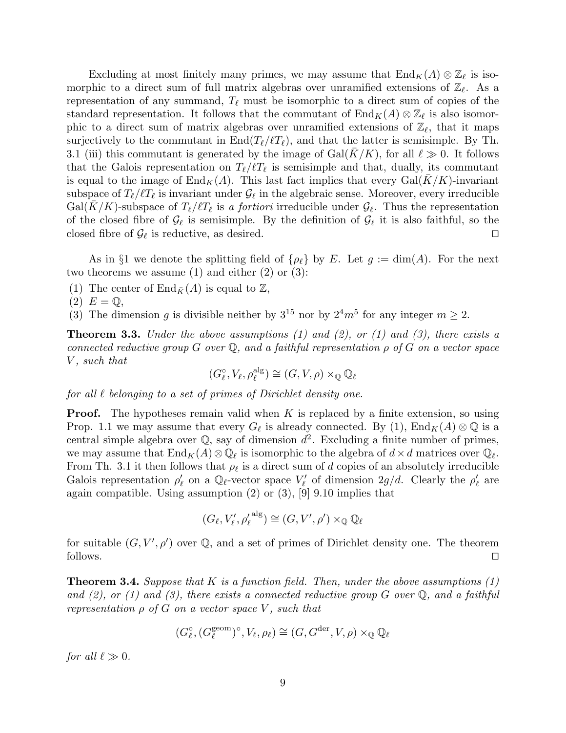Excluding at most finitely many primes, we may assume that $\mathrm{End}_K(A) \otimes \mathbb{Z}_\ell$ is isomorphic to a direct sum of full matrix algebras over unramified extensions of $\mathbb{Z}_\ell$. As a representation of any summand, $T_\ell$ must be isomorphic to a direct sum of copies of the standard representation. It follows that the commutant of $\mathrm{End}_K(A) \otimes \mathbb{Z}_\ell$ is also isomorphic to a direct sum of matrix algebras over unramified extensions of $\mathbb{Z}_\ell$, that it maps surjectively to the commutant in $\mathrm{End}(T_\ell/\ell T_\ell)$, and that the latter is semisimple. By Th. 3.1 (iii) this commutant is generated by the image of $\mathrm{Gal}(\bar{K}/K)$, for all $\ell \gg 0$. It follows that the Galois representation on $T_\ell/\ell T_\ell$ is semisimple and that, dually, its commutant is equal to the image of $\mathrm{End}_K(A)$. This last fact implies that every $\mathrm{Gal}(\bar{K}/K)$-invariant subspace of $T_\ell/\ell T_\ell$ is invariant under $\mathcal{G}_\ell$ in the algebraic sense. Moreover, every irreducible $\mathrm{Gal}(\bar{K}/K)$-subspace of $T_\ell/\ell T_\ell$ is *a fortiori* irreducible under $\mathcal{G}_\ell$. Thus the representation of the closed fibre of $\mathcal{G}_\ell$ is semisimple. By the definition of $\mathcal{G}_\ell$ it is also faithful, so the closed fibre of $\mathcal{G}_\ell$ is reductive, as desired. □

As in §1 we denote the splitting field of $\{\rho_\ell\}$ by $E$. Let $g := \dim(A)$. For the next two theorems we assume (1) and either (2) or (3):

(1) The center of $\mathrm{End}_{\bar{K}}(A)$ is equal to $\mathbb{Z}$,
(2) $E = \mathbb{Q}$,
(3) The dimension $g$ is divisible neither by $3^{15}$ nor by $2^4 m^5$ for any integer $m \geq 2$.

**Theorem 3.3.** *Under the above assumptions (1) and (2), or (1) and (3), there exists a connected reductive group $G$ over $\mathbb{Q}$, and a faithful representation $\rho$ of $G$ on a vector space $V$, such that*

$$(G_\ell^\circ, V_\ell, \rho_\ell^{\mathrm{alg}}) \cong (G, V, \rho) \times_{\mathbb{Q}} \mathbb{Q}_\ell$$

*for all $\ell$ belonging to a set of primes of Dirichlet density one.*

**Proof.** The hypotheses remain valid when $K$ is replaced by a finite extension, so using Prop. 1.1 we may assume that every $G_\ell$ is already connected. By (1), $\mathrm{End}_K(A) \otimes \mathbb{Q}$ is a central simple algebra over $\mathbb{Q}$, say of dimension $d^2$. Excluding a finite number of primes, we may assume that $\mathrm{End}_K(A) \otimes \mathbb{Q}_\ell$ is isomorphic to the algebra of $d \times d$ matrices over $\mathbb{Q}_\ell$. From Th. 3.1 it then follows that $\rho_\ell$ is a direct sum of $d$ copies of an absolutely irreducible Galois representation $\rho'_\ell$ on a $\mathbb{Q}_\ell$-vector space $V'_\ell$ of dimension $2g/d$. Clearly the $\rho'_\ell$ are again compatible. Using assumption (2) or (3), [9] 9.10 implies that

$$(G_\ell, V'_\ell, {\rho'_\ell}^{\mathrm{alg}}) \cong (G, V', \rho') \times_{\mathbb{Q}} \mathbb{Q}_\ell$$

for suitable $(G, V', \rho')$ over $\mathbb{Q}$, and a set of primes of Dirichlet density one. The theorem follows. □

**Theorem 3.4.** *Suppose that $K$ is a function field. Then, under the above assumptions (1) and (2), or (1) and (3), there exists a connected reductive group $G$ over $\mathbb{Q}$, and a faithful representation $\rho$ of $G$ on a vector space $V$, such that*

$$(G_\ell^\circ, (G_\ell^{\mathrm{geom}})^\circ, V_\ell, \rho_\ell) \cong (G, G^{\mathrm{der}}, V, \rho) \times_{\mathbb{Q}} \mathbb{Q}_\ell$$

*for all $\ell \gg 0$.*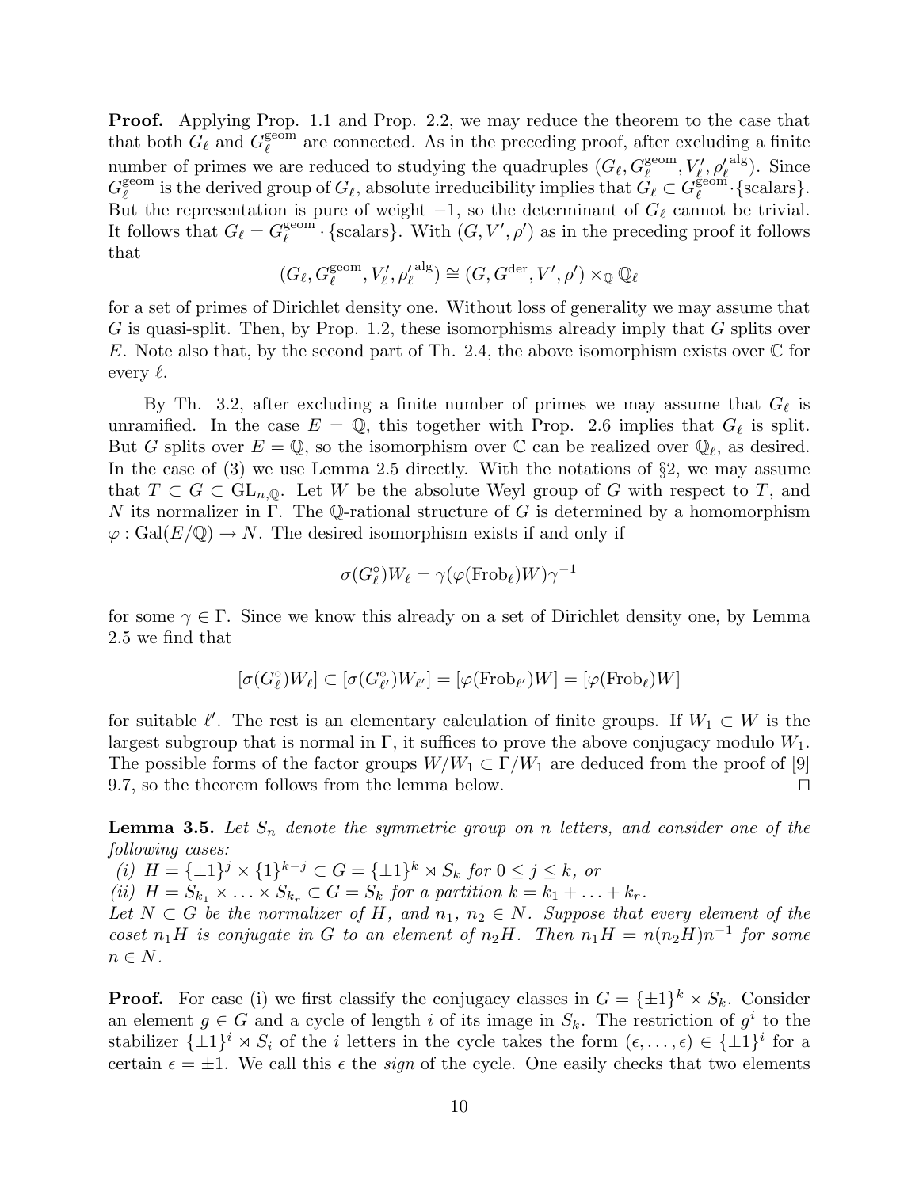**Proof.** Applying Prop. 1.1 and Prop. 2.2, we may reduce the theorem to the case that that both $G_\ell$ and $G_\ell^{\text{geom}}$ are connected. As in the preceding proof, after excluding a finite number of primes we are reduced to studying the quadruples $(G_\ell, G_\ell^{\text{geom}}, V_\ell', {\rho_\ell'}^{\text{alg}})$. Since $G_\ell^{\text{geom}}$ is the derived group of $G_\ell$, absolute irreducibility implies that $G_\ell \subset G_\ell^{\text{geom}} \cdot \{\text{scalars}\}$. But the representation is pure of weight $-1$, so the determinant of $G_\ell$ cannot be trivial. It follows that $G_\ell = G_\ell^{\text{geom}} \cdot \{\text{scalars}\}$. With $(G, V', \rho')$ as in the preceding proof it follows that

$$(G_\ell, G_\ell^{\text{geom}}, V_\ell', {\rho_\ell'}^{\text{alg}}) \cong (G, G^{\text{der}}, V', \rho') \times_{\mathbb{Q}} \mathbb{Q}_\ell$$

for a set of primes of Dirichlet density one. Without loss of generality we may assume that $G$ is quasi-split. Then, by Prop. 1.2, these isomorphisms already imply that $G$ splits over $E$. Note also that, by the second part of Th. 2.4, the above isomorphism exists over $\mathbb{C}$ for every $\ell$.

By Th. 3.2, after excluding a finite number of primes we may assume that $G_\ell$ is unramified. In the case $E = \mathbb{Q}$, this together with Prop. 2.6 implies that $G_\ell$ is split. But $G$ splits over $E = \mathbb{Q}$, so the isomorphism over $\mathbb{C}$ can be realized over $\mathbb{Q}_\ell$, as desired. In the case of (3) we use Lemma 2.5 directly. With the notations of §2, we may assume that $T \subset G \subset \mathrm{GL}_{n,\mathbb{Q}}$. Let $W$ be the absolute Weyl group of $G$ with respect to $T$, and $N$ its normalizer in $\Gamma$. The $\mathbb{Q}$-rational structure of $G$ is determined by a homomorphism $\varphi : \mathrm{Gal}(E/\mathbb{Q}) \to N$. The desired isomorphism exists if and only if

$$\sigma(G_\ell^\circ) W_\ell = \gamma(\varphi(\mathrm{Frob}_\ell) W)\gamma^{-1}$$

for some $\gamma \in \Gamma$. Since we know this already on a set of Dirichlet density one, by Lemma 2.5 we find that

$$[\sigma(G_\ell^\circ) W_\ell] \subset [\sigma(G_{\ell'}^\circ) W_{\ell'}] = [\varphi(\mathrm{Frob}_{\ell'}) W] = [\varphi(\mathrm{Frob}_\ell) W]$$

for suitable $\ell'$. The rest is an elementary calculation of finite groups. If $W_1 \subset W$ is the largest subgroup that is normal in $\Gamma$, it suffices to prove the above conjugacy modulo $W_1$. The possible forms of the factor groups $W/W_1 \subset \Gamma/W_1$ are deduced from the proof of [9] 9.7, so the theorem follows from the lemma below. ◻

**Lemma 3.5.** *Let $S_n$ denote the symmetric group on $n$ letters, and consider one of the following cases:*
*(i) $H = \{\pm 1\}^j \times \{1\}^{k-j} \subset G = \{\pm 1\}^k \rtimes S_k$ for $0 \le j \le k$, or*
*(ii) $H = S_{k_1} \times \ldots \times S_{k_r} \subset G = S_k$ for a partition $k = k_1 + \ldots + k_r$.*
*Let $N \subset G$ be the normalizer of $H$, and $n_1$, $n_2 \in N$. Suppose that every element of the coset $n_1 H$ is conjugate in $G$ to an element of $n_2 H$. Then $n_1 H = n(n_2 H)n^{-1}$ for some $n \in N$.*

**Proof.** For case (i) we first classify the conjugacy classes in $G = \{\pm 1\}^k \rtimes S_k$. Consider an element $g \in G$ and a cycle of length $i$ of its image in $S_k$. The restriction of $g^i$ to the stabilizer $\{\pm 1\}^i \rtimes S_i$ of the $i$ letters in the cycle takes the form $(\epsilon, \ldots, \epsilon) \in \{\pm 1\}^i$ for a certain $\epsilon = \pm 1$. We call this $\epsilon$ the *sign* of the cycle. One easily checks that two elements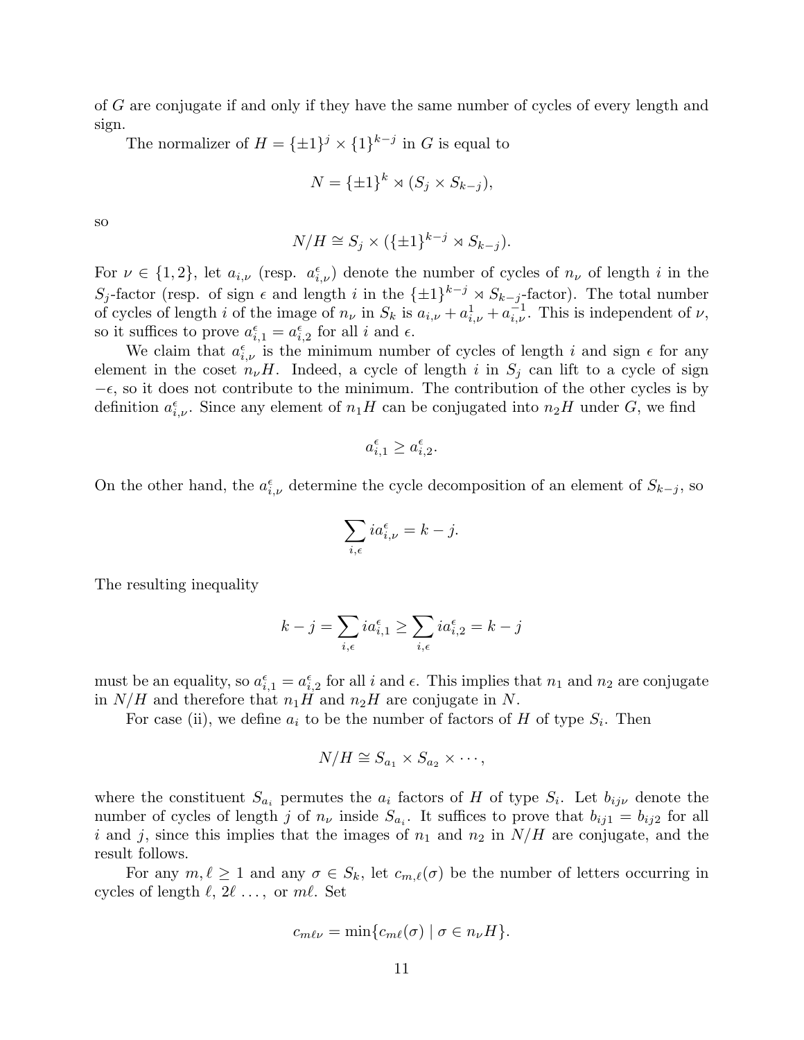of $G$ are conjugate if and only if they have the same number of cycles of every length and sign.

The normalizer of $H = \{\pm 1\}^j \times \{1\}^{k-j}$ in $G$ is equal to

$$N = \{\pm 1\}^k \rtimes (S_j \times S_{k-j}),$$

so

$$N/H \cong S_j \times (\{\pm 1\}^{k-j} \rtimes S_{k-j}).$$

For $\nu \in \{1, 2\}$, let $a_{i,\nu}$ (resp. $a_{i,\nu}^{\epsilon}$) denote the number of cycles of $n_\nu$ of length $i$ in the $S_j$-factor (resp. of sign $\epsilon$ and length $i$ in the $\{\pm 1\}^{k-j} \rtimes S_{k-j}$-factor). The total number of cycles of length $i$ of the image of $n_\nu$ in $S_k$ is $a_{i,\nu} + a_{i,\nu}^{1} + a_{i,\nu}^{-1}$. This is independent of $\nu$, so it suffices to prove $a_{i,1}^{\epsilon} = a_{i,2}^{\epsilon}$ for all $i$ and $\epsilon$.

We claim that $a_{i,\nu}^{\epsilon}$ is the minimum number of cycles of length $i$ and sign $\epsilon$ for any element in the coset $n_\nu H$. Indeed, a cycle of length $i$ in $S_j$ can lift to a cycle of sign $-\epsilon$, so it does not contribute to the minimum. The contribution of the other cycles is by definition $a_{i,\nu}^{\epsilon}$. Since any element of $n_1 H$ can be conjugated into $n_2 H$ under $G$, we find

$$a_{i,1}^{\epsilon} \geq a_{i,2}^{\epsilon}.$$

On the other hand, the $a_{i,\nu}^{\epsilon}$ determine the cycle decomposition of an element of $S_{k-j}$, so

$$\sum_{i,\epsilon} i a_{i,\nu}^{\epsilon} = k - j.$$

The resulting inequality

$$k - j = \sum_{i,\epsilon} i a_{i,1}^{\epsilon} \geq \sum_{i,\epsilon} i a_{i,2}^{\epsilon} = k - j$$

must be an equality, so $a_{i,1}^{\epsilon} = a_{i,2}^{\epsilon}$ for all $i$ and $\epsilon$. This implies that $n_1$ and $n_2$ are conjugate in $N/H$ and therefore that $n_1 H$ and $n_2 H$ are conjugate in $N$.

For case (ii), we define $a_i$ to be the number of factors of $H$ of type $S_i$. Then

$$N/H \cong S_{a_1} \times S_{a_2} \times \cdots,$$

where the constituent $S_{a_i}$ permutes the $a_i$ factors of $H$ of type $S_i$. Let $b_{ij\nu}$ denote the number of cycles of length $j$ of $n_\nu$ inside $S_{a_i}$. It suffices to prove that $b_{ij1} = b_{ij2}$ for all $i$ and $j$, since this implies that the images of $n_1$ and $n_2$ in $N/H$ are conjugate, and the result follows.

For any $m, \ell \geq 1$ and any $\sigma \in S_k$, let $c_{m,\ell}(\sigma)$ be the number of letters occurring in cycles of length $\ell$, $2\ell$ $\dots$, or $m\ell$. Set

$$c_{m\ell\nu} = \min\{c_{m\ell}(\sigma) \mid \sigma \in n_\nu H\}.$$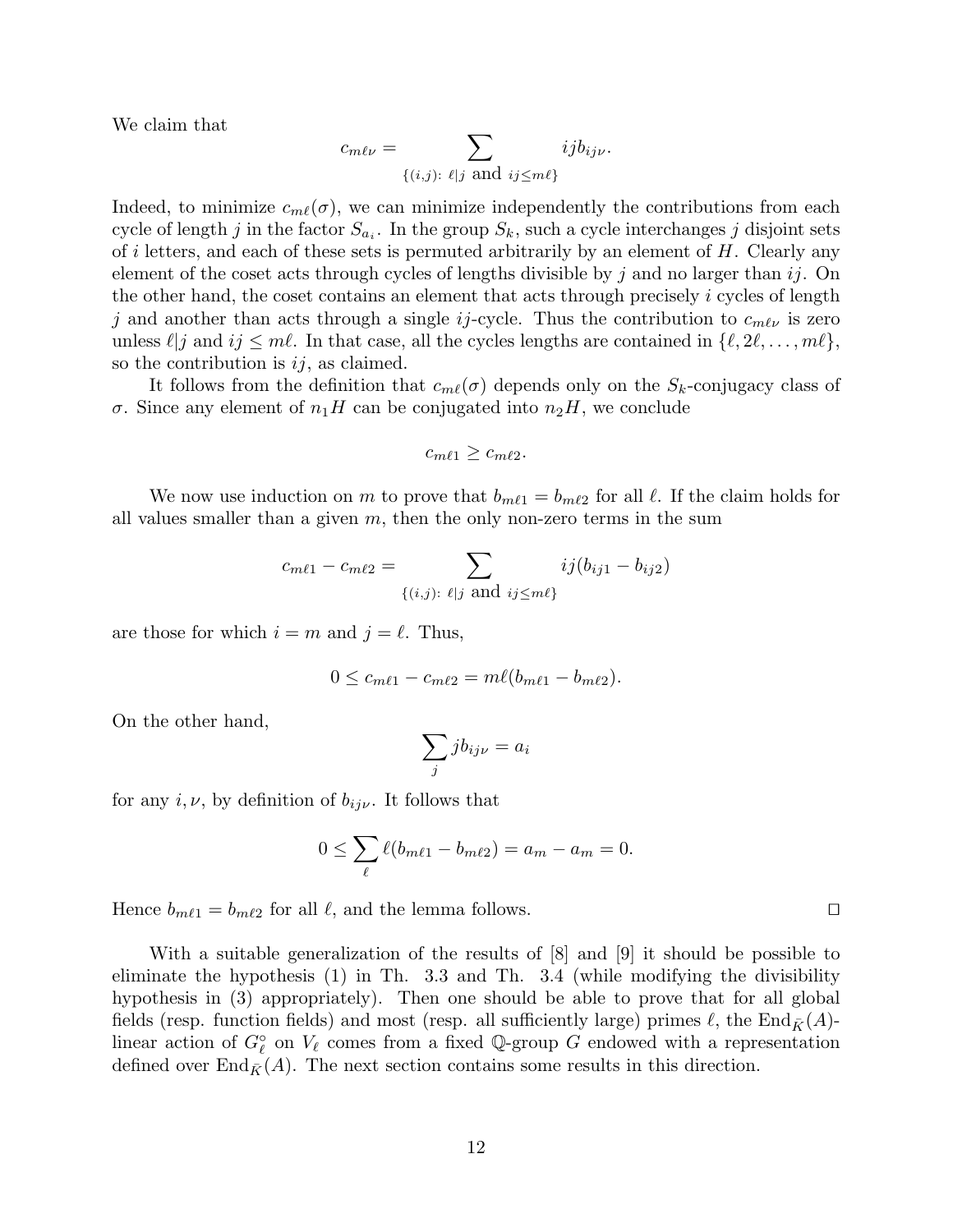We claim that

$$c_{m\ell\nu} = \sum_{\{(i,j):\ \ell|j \text{ and } ij \leq m\ell\}} ij b_{ij\nu}.$$

Indeed, to minimize $c_{m\ell}(\sigma)$, we can minimize independently the contributions from each cycle of length $j$ in the factor $S_{a_i}$. In the group $S_k$, such a cycle interchanges $j$ disjoint sets of $i$ letters, and each of these sets is permuted arbitrarily by an element of $H$. Clearly any element of the coset acts through cycles of lengths divisible by $j$ and no larger than $ij$. On the other hand, the coset contains an element that acts through precisely $i$ cycles of length $j$ and another than acts through a single $ij$-cycle. Thus the contribution to $c_{m\ell\nu}$ is zero unless $\ell | j$ and $ij \leq m\ell$. In that case, all the cycles lengths are contained in $\{\ell, 2\ell, \ldots, m\ell\}$, so the contribution is $ij$, as claimed.

It follows from the definition that $c_{m\ell}(\sigma)$ depends only on the $S_k$-conjugacy class of $\sigma$. Since any element of $n_1H$ can be conjugated into $n_2H$, we conclude

$$c_{m\ell1} \geq c_{m\ell2}.$$

We now use induction on $m$ to prove that $b_{m\ell1} = b_{m\ell2}$ for all $\ell$. If the claim holds for all values smaller than a given $m$, then the only non-zero terms in the sum

$$c_{m\ell1} - c_{m\ell2} = \sum_{\{(i,j):\ \ell|j \text{ and } ij \leq m\ell\}} ij(b_{ij1} - b_{ij2})$$

are those for which $i = m$ and $j = \ell$. Thus,

$$0 \leq c_{m\ell1} - c_{m\ell2} = m\ell(b_{m\ell1} - b_{m\ell2}).$$

On the other hand,

$$\sum_j j b_{ij\nu} = a_i$$

for any $i, \nu$, by definition of $b_{ij\nu}$. It follows that

$$0 \leq \sum_\ell \ell(b_{m\ell1} - b_{m\ell2}) = a_m - a_m = 0.$$

Hence $b_{m\ell1} = b_{m\ell2}$ for all $\ell$, and the lemma follows. $\square$

With a suitable generalization of the results of [8] and [9] it should be possible to eliminate the hypothesis (1) in Th. 3.3 and Th. 3.4 (while modifying the divisibility hypothesis in (3) appropriately). Then one should be able to prove that for all global fields (resp. function fields) and most (resp. all sufficiently large) primes $\ell$, the $\mathrm{End}_{\bar{K}}(A)$-linear action of $G_\ell^\circ$ on $V_\ell$ comes from a fixed $\mathbb{Q}$-group $G$ endowed with a representation defined over $\mathrm{End}_{\bar{K}}(A)$. The next section contains some results in this direction.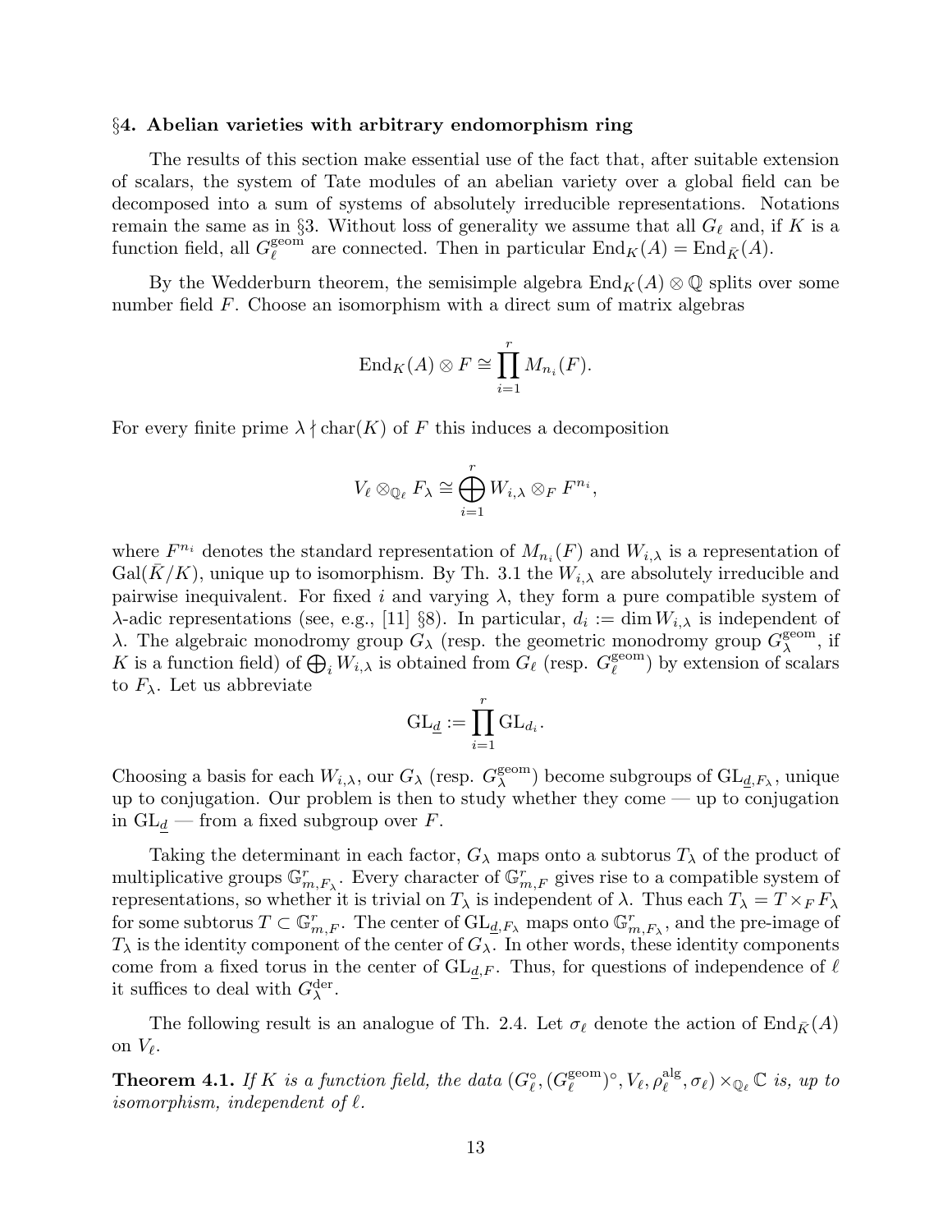## §4. Abelian varieties with arbitrary endomorphism ring

The results of this section make essential use of the fact that, after suitable extension of scalars, the system of Tate modules of an abelian variety over a global field can be decomposed into a sum of systems of absolutely irreducible representations. Notations remain the same as in §3. Without loss of generality we assume that all $G_\ell$ and, if $K$ is a function field, all $G_\ell^{\mathrm{geom}}$ are connected. Then in particular $\mathrm{End}_K(A) = \mathrm{End}_{\bar{K}}(A)$.

By the Wedderburn theorem, the semisimple algebra $\mathrm{End}_K(A) \otimes \mathbb{Q}$ splits over some number field $F$. Choose an isomorphism with a direct sum of matrix algebras

$$\mathrm{End}_K(A) \otimes F \cong \prod_{i=1}^{r} M_{n_i}(F).$$

For every finite prime $\lambda \nmid \mathrm{char}(K)$ of $F$ this induces a decomposition

$$V_\ell \otimes_{\mathbb{Q}_\ell} F_\lambda \cong \bigoplus_{i=1}^{r} W_{i,\lambda} \otimes_F F^{n_i},$$

where $F^{n_i}$ denotes the standard representation of $M_{n_i}(F)$ and $W_{i,\lambda}$ is a representation of $\mathrm{Gal}(\bar{K}/K)$, unique up to isomorphism. By Th. 3.1 the $W_{i,\lambda}$ are absolutely irreducible and pairwise inequivalent. For fixed $i$ and varying $\lambda$, they form a pure compatible system of $\lambda$-adic representations (see, e.g., [11] §8). In particular, $d_i := \dim W_{i,\lambda}$ is independent of $\lambda$. The algebraic monodromy group $G_\lambda$ (resp. the geometric monodromy group $G_\lambda^{\mathrm{geom}}$, if $K$ is a function field) of $\bigoplus_i W_{i,\lambda}$ is obtained from $G_\ell$ (resp. $G_\ell^{\mathrm{geom}}$) by extension of scalars to $F_\lambda$. Let us abbreviate

$$\mathrm{GL}_{\underline{d}} := \prod_{i=1}^{r} \mathrm{GL}_{d_i}.$$

Choosing a basis for each $W_{i,\lambda}$, our $G_\lambda$ (resp. $G_\lambda^{\mathrm{geom}}$) become subgroups of $\mathrm{GL}_{\underline{d},F_\lambda}$, unique up to conjugation. Our problem is then to study whether they come — up to conjugation in $\mathrm{GL}_{\underline{d}}$ — from a fixed subgroup over $F$.

Taking the determinant in each factor, $G_\lambda$ maps onto a subtorus $T_\lambda$ of the product of multiplicative groups $\mathbb{G}_{m,F_\lambda}^r$. Every character of $\mathbb{G}_{m,F}^r$ gives rise to a compatible system of representations, so whether it is trivial on $T_\lambda$ is independent of $\lambda$. Thus each $T_\lambda = T \times_F F_\lambda$ for some subtorus $T \subset \mathbb{G}_{m,F}^r$. The center of $\mathrm{GL}_{\underline{d},F_\lambda}$ maps onto $\mathbb{G}_{m,F_\lambda}^r$, and the pre-image of $T_\lambda$ is the identity component of the center of $G_\lambda$. In other words, these identity components come from a fixed torus in the center of $\mathrm{GL}_{\underline{d},F}$. Thus, for questions of independence of $\ell$ it suffices to deal with $G_\lambda^{\mathrm{der}}$.

The following result is an analogue of Th. 2.4. Let $\sigma_\ell$ denote the action of $\mathrm{End}_{\bar{K}}(A)$ on $V_\ell$.

**Theorem 4.1.** *If $K$ is a function field, the data $(G_\ell^\circ, (G_\ell^{\mathrm{geom}})^\circ, V_\ell, \rho_\ell^{\mathrm{alg}}, \sigma_\ell) \times_{\mathbb{Q}_\ell} \mathbb{C}$ is, up to isomorphism, independent of $\ell$.*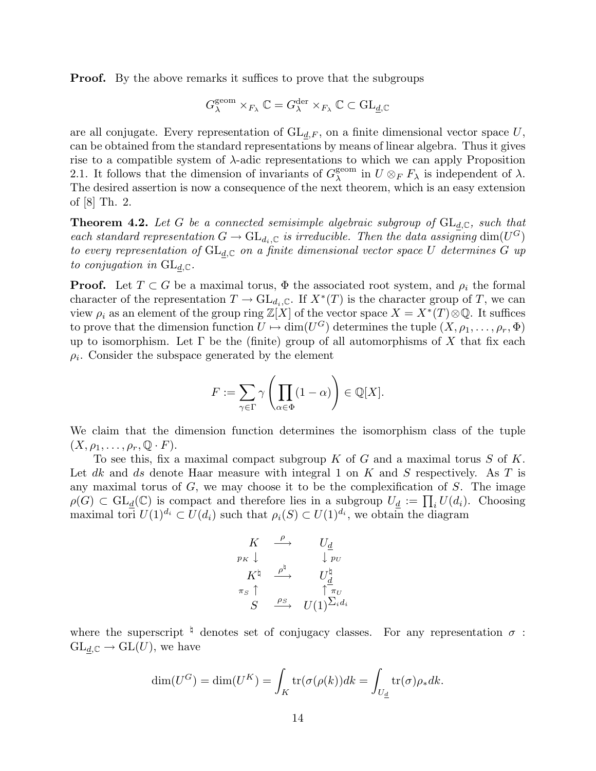**Proof.** By the above remarks it suffices to prove that the subgroups

$$G_\lambda^{\mathrm{geom}} \times_{F_\lambda} \mathbb{C} = G_\lambda^{\mathrm{der}} \times_{F_\lambda} \mathbb{C} \subset \mathrm{GL}_{\underline{d},\mathbb{C}}$$

are all conjugate. Every representation of $\mathrm{GL}_{\underline{d},F}$, on a finite dimensional vector space $U$, can be obtained from the standard representations by means of linear algebra. Thus it gives rise to a compatible system of $\lambda$-adic representations to which we can apply Proposition 2.1. It follows that the dimension of invariants of $G_\lambda^{\mathrm{geom}}$ in $U \otimes_F F_\lambda$ is independent of $\lambda$. The desired assertion is now a consequence of the next theorem, which is an easy extension of [8] Th. 2.

**Theorem 4.2.** *Let $G$ be a connected semisimple algebraic subgroup of $\mathrm{GL}_{\underline{d},\mathbb{C}}$, such that each standard representation $G \to \mathrm{GL}_{d_i,\mathbb{C}}$ is irreducible. Then the data assigning $\dim(U^G)$ to every representation of $\mathrm{GL}_{\underline{d},\mathbb{C}}$ on a finite dimensional vector space $U$ determines $G$ up to conjugation in $\mathrm{GL}_{\underline{d},\mathbb{C}}$.*

**Proof.** Let $T \subset G$ be a maximal torus, $\Phi$ the associated root system, and $\rho_i$ the formal character of the representation $T \to \mathrm{GL}_{d_i,\mathbb{C}}$. If $X^*(T)$ is the character group of $T$, we can view $\rho_i$ as an element of the group ring $\mathbb{Z}[X]$ of the vector space $X = X^*(T) \otimes \mathbb{Q}$. It suffices to prove that the dimension function $U \mapsto \dim(U^G)$ determines the tuple $(X, \rho_1, \ldots, \rho_r, \Phi)$ up to isomorphism. Let $\Gamma$ be the (finite) group of all automorphisms of $X$ that fix each $\rho_i$. Consider the subspace generated by the element

$$F := \sum_{\gamma \in \Gamma} \gamma \left( \prod_{\alpha \in \Phi} (1 - \alpha) \right) \in \mathbb{Q}[X].$$

We claim that the dimension function determines the isomorphism class of the tuple $(X, \rho_1, \ldots, \rho_r, \mathbb{Q} \cdot F)$.

To see this, fix a maximal compact subgroup $K$ of $G$ and a maximal torus $S$ of $K$. Let $dk$ and $ds$ denote Haar measure with integral 1 on $K$ and $S$ respectively. As $T$ is any maximal torus of $G$, we may choose it to be the complexification of $S$. The image $\rho(G) \subset \mathrm{GL}_{\underline{d}}(\mathbb{C})$ is compact and therefore lies in a subgroup $U_{\underline{d}} := \prod_i U(d_i)$. Choosing maximal tori $U(1)^{d_i} \subset U(d_i)$ such that $\rho_i(S) \subset U(1)^{d_i}$, we obtain the diagram

$$\begin{array}{ccc}
K & \xrightarrow{\rho} & U_{\underline{d}} \\
{\scriptstyle p_K}\downarrow & & \downarrow{\scriptstyle p_U} \\
K^\natural & \xrightarrow{\rho^\natural} & U_{\underline{d}}^\natural \\
{\scriptstyle \pi_S}\uparrow & & \uparrow{\scriptstyle \pi_U} \\
S & \xrightarrow{\rho_S} & U(1)^{\sum_i d_i}
\end{array}$$

where the superscript $\natural$ denotes set of conjugacy classes. For any representation $\sigma : \mathrm{GL}_{\underline{d},\mathbb{C}} \to \mathrm{GL}(U)$, we have

$$\dim(U^G) = \dim(U^K) = \int_K \mathrm{tr}(\sigma(\rho(k))dk = \int_{U_{\underline{d}}} \mathrm{tr}(\sigma)\rho_* dk.$$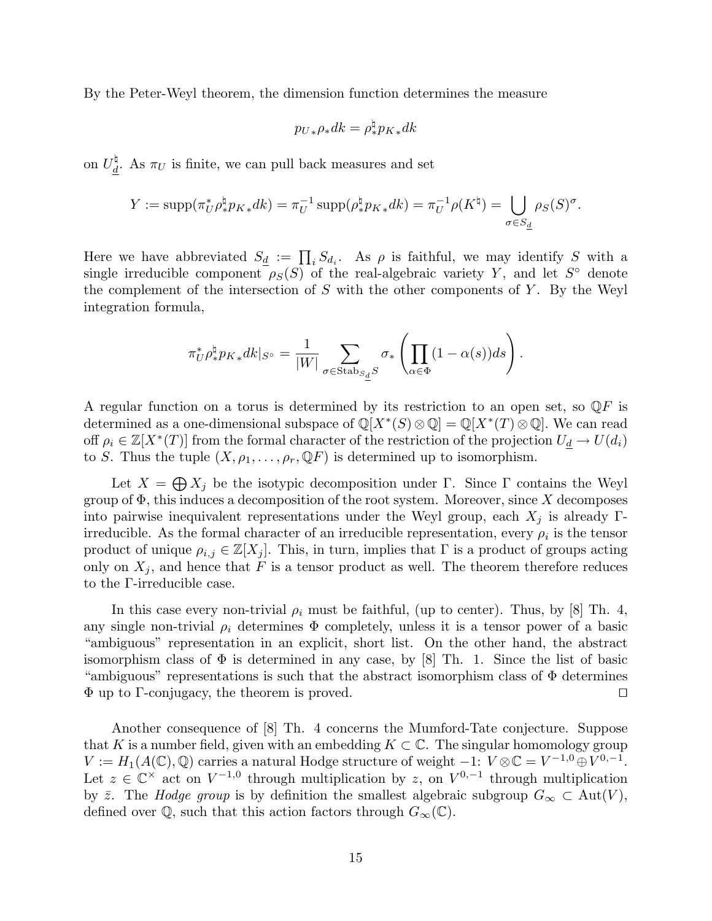By the Peter-Weyl theorem, the dimension function determines the measure

$$p_{U*}\rho_* dk = \rho^\natural_* p_{K*} dk$$

on $U^\natural_{\underline{d}}$. As $\pi_U$ is finite, we can pull back measures and set

$$Y := \operatorname{supp}(\pi_U^* \rho^\natural_* p_{K*} dk) = \pi_U^{-1} \operatorname{supp}(\rho^\natural_* p_{K*} dk) = \pi_U^{-1} \rho(K^\natural) = \bigcup_{\sigma \in S_{\underline{d}}} \rho_S(S)^\sigma.$$

Here we have abbreviated $S_{\underline{d}} := \prod_i S_{d_i}$. As $\rho$ is faithful, we may identify $S$ with a single irreducible component $\rho_S(S)$ of the real-algebraic variety $Y$, and let $S^\circ$ denote the complement of the intersection of $S$ with the other components of $Y$. By the Weyl integration formula,

$$\pi_U^* \rho^\natural_* p_{K*} dk|_{S^\circ} = \frac{1}{|W|} \sum_{\sigma \in \operatorname{Stab}_{S_{\underline{d}}} S} \sigma_* \left( \prod_{\alpha \in \Phi} (1 - \alpha(s)) ds \right).$$

A regular function on a torus is determined by its restriction to an open set, so $\mathbb{Q}F$ is determined as a one-dimensional subspace of $\mathbb{Q}[X^*(S) \otimes \mathbb{Q}] = \mathbb{Q}[X^*(T) \otimes \mathbb{Q}]$. We can read off $\rho_i \in \mathbb{Z}[X^*(T)]$ from the formal character of the restriction of the projection $U_{\underline{d}} \to U(d_i)$ to $S$. Thus the tuple $(X, \rho_1, \ldots, \rho_r, \mathbb{Q}F)$ is determined up to isomorphism.

Let $X = \bigoplus X_j$ be the isotypic decomposition under $\Gamma$. Since $\Gamma$ contains the Weyl group of $\Phi$, this induces a decomposition of the root system. Moreover, since $X$ decomposes into pairwise inequivalent representations under the Weyl group, each $X_j$ is already $\Gamma$-irreducible. As the formal character of an irreducible representation, every $\rho_i$ is the tensor product of unique $\rho_{i,j} \in \mathbb{Z}[X_j]$. This, in turn, implies that $\Gamma$ is a product of groups acting only on $X_j$, and hence that $F$ is a tensor product as well. The theorem therefore reduces to the $\Gamma$-irreducible case.

In this case every non-trivial $\rho_i$ must be faithful, (up to center). Thus, by [8] Th. 4, any single non-trivial $\rho_i$ determines $\Phi$ completely, unless it is a tensor power of a basic "ambiguous" representation in an explicit, short list. On the other hand, the abstract isomorphism class of $\Phi$ is determined in any case, by [8] Th. 1. Since the list of basic "ambiguous" representations is such that the abstract isomorphism class of $\Phi$ determines $\Phi$ up to $\Gamma$-conjugacy, the theorem is proved. $\square$

Another consequence of [8] Th. 4 concerns the Mumford-Tate conjecture. Suppose that $K$ is a number field, given with an embedding $K \subset \mathbb{C}$. The singular homomology group $V := H_1(A(\mathbb{C}), \mathbb{Q})$ carries a natural Hodge structure of weight $-1$: $V \otimes \mathbb{C} = V^{-1,0} \oplus V^{0,-1}$. Let $z \in \mathbb{C}^\times$ act on $V^{-1,0}$ through multiplication by $z$, on $V^{0,-1}$ through multiplication by $\bar{z}$. The *Hodge group* is by definition the smallest algebraic subgroup $G_\infty \subset \operatorname{Aut}(V)$, defined over $\mathbb{Q}$, such that this action factors through $G_\infty(\mathbb{C})$.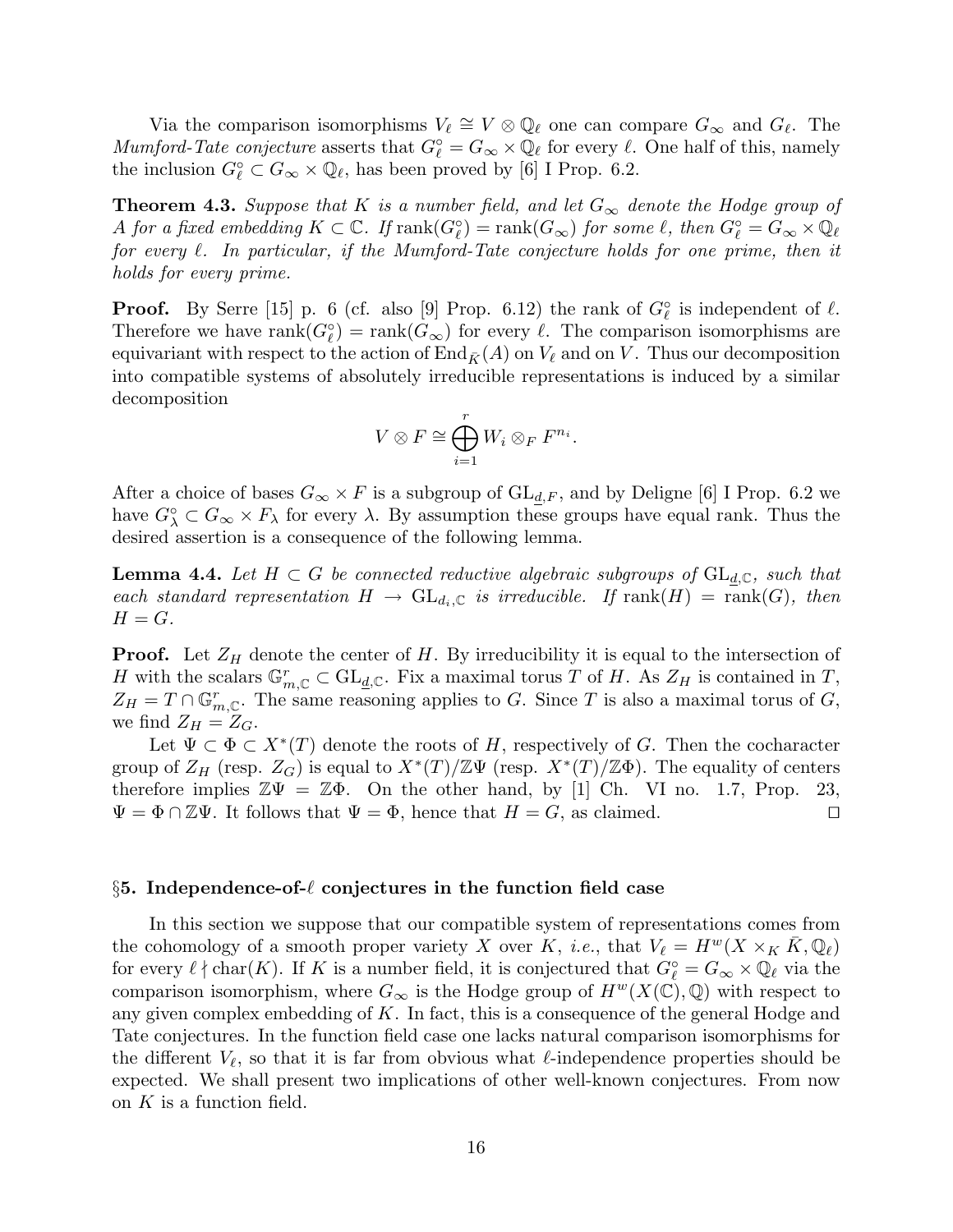Via the comparison isomorphisms $V_\ell \cong V \otimes \mathbb{Q}_\ell$ one can compare $G_\infty$ and $G_\ell$. The *Mumford-Tate conjecture* asserts that $G_\ell^\circ = G_\infty \times \mathbb{Q}_\ell$ for every $\ell$. One half of this, namely the inclusion $G_\ell^\circ \subset G_\infty \times \mathbb{Q}_\ell$, has been proved by [6] I Prop. 6.2.

**Theorem 4.3.** *Suppose that $K$ is a number field, and let $G_\infty$ denote the Hodge group of $A$ for a fixed embedding $K \subset \mathbb{C}$. If $\operatorname{rank}(G_\ell^\circ) = \operatorname{rank}(G_\infty)$ for some $\ell$, then $G_\ell^\circ = G_\infty \times \mathbb{Q}_\ell$ for every $\ell$. In particular, if the Mumford-Tate conjecture holds for one prime, then it holds for every prime.*

**Proof.** By Serre [15] p. 6 (cf. also [9] Prop. 6.12) the rank of $G_\ell^\circ$ is independent of $\ell$. Therefore we have $\operatorname{rank}(G_\ell^\circ) = \operatorname{rank}(G_\infty)$ for every $\ell$. The comparison isomorphisms are equivariant with respect to the action of $\operatorname{End}_{\bar{K}}(A)$ on $V_\ell$ and on $V$. Thus our decomposition into compatible systems of absolutely irreducible representations is induced by a similar decomposition

$$V \otimes F \cong \bigoplus_{i=1}^{r} W_i \otimes_F F^{n_i}.$$

After a choice of bases $G_\infty \times F$ is a subgroup of $\mathrm{GL}_{\underline{d},F}$, and by Deligne [6] I Prop. 6.2 we have $G_\lambda^\circ \subset G_\infty \times F_\lambda$ for every $\lambda$. By assumption these groups have equal rank. Thus the desired assertion is a consequence of the following lemma.

**Lemma 4.4.** *Let $H \subset G$ be connected reductive algebraic subgroups of $\mathrm{GL}_{\underline{d},\mathbb{C}}$, such that each standard representation $H \to \mathrm{GL}_{d_i,\mathbb{C}}$ is irreducible. If $\operatorname{rank}(H) = \operatorname{rank}(G)$, then $H = G$.*

**Proof.** Let $Z_H$ denote the center of $H$. By irreducibility it is equal to the intersection of $H$ with the scalars $\mathbb{G}_{m,\mathbb{C}}^r \subset \mathrm{GL}_{\underline{d},\mathbb{C}}$. Fix a maximal torus $T$ of $H$. As $Z_H$ is contained in $T$, $Z_H = T \cap \mathbb{G}_{m,\mathbb{C}}^r$. The same reasoning applies to $G$. Since $T$ is also a maximal torus of $G$, we find $Z_H = Z_G$.

Let $\Psi \subset \Phi \subset X^*(T)$ denote the roots of $H$, respectively of $G$. Then the cocharacter group of $Z_H$ (resp. $Z_G$) is equal to $X^*(T)/\mathbb{Z}\Psi$ (resp. $X^*(T)/\mathbb{Z}\Phi$). The equality of centers therefore implies $\mathbb{Z}\Psi = \mathbb{Z}\Phi$. On the other hand, by [1] Ch. VI no. 1.7, Prop. 23, $\Psi = \Phi \cap \mathbb{Z}\Psi$. It follows that $\Psi = \Phi$, hence that $H = G$, as claimed. $\square$

## §5. Independence-of-$\ell$ conjectures in the function field case

In this section we suppose that our compatible system of representations comes from the cohomology of a smooth proper variety $X$ over $K$, *i.e.*, that $V_\ell = H^w(X \times_K \bar{K}, \mathbb{Q}_\ell)$ for every $\ell \nmid \operatorname{char}(K)$. If $K$ is a number field, it is conjectured that $G_\ell^\circ = G_\infty \times \mathbb{Q}_\ell$ via the comparison isomorphism, where $G_\infty$ is the Hodge group of $H^w(X(\mathbb{C}), \mathbb{Q})$ with respect to any given complex embedding of $K$. In fact, this is a consequence of the general Hodge and Tate conjectures. In the function field case one lacks natural comparison isomorphisms for the different $V_\ell$, so that it is far from obvious what $\ell$-independence properties should be expected. We shall present two implications of other well-known conjectures. From now on $K$ is a function field.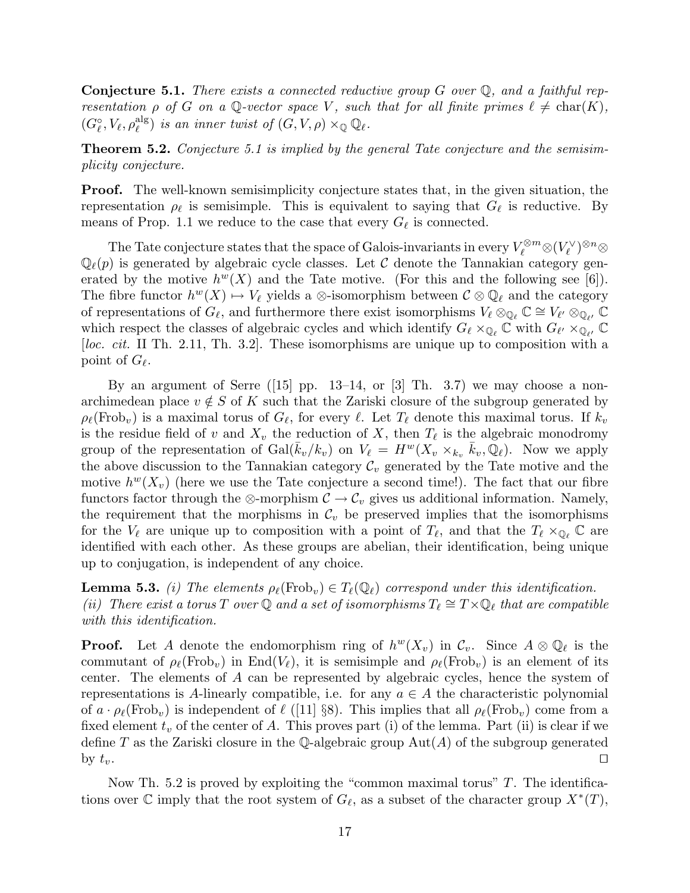**Conjecture 5.1.** *There exists a connected reductive group $G$ over $\mathbb{Q}$, and a faithful representation $\rho$ of $G$ on a $\mathbb{Q}$-vector space $V$, such that for all finite primes $\ell \neq \mathrm{char}(K)$, $(G_\ell^\circ, V_\ell, \rho_\ell^{\mathrm{alg}})$ is an inner twist of $(G, V, \rho) \times_{\mathbb{Q}} \mathbb{Q}_\ell$.*

**Theorem 5.2.** *Conjecture 5.1 is implied by the general Tate conjecture and the semisimplicity conjecture.*

**Proof.** The well-known semisimplicity conjecture states that, in the given situation, the representation $\rho_\ell$ is semisimple. This is equivalent to saying that $G_\ell$ is reductive. By means of Prop. 1.1 we reduce to the case that every $G_\ell$ is connected.

The Tate conjecture states that the space of Galois-invariants in every $V_\ell^{\otimes m} \otimes (V_\ell^\vee)^{\otimes n} \otimes \mathbb{Q}_\ell(p)$ is generated by algebraic cycle classes. Let $\mathcal{C}$ denote the Tannakian category generated by the motive $h^w(X)$ and the Tate motive. (For this and the following see [6]). The fibre functor $h^w(X) \mapsto V_\ell$ yields a $\otimes$-isomorphism between $\mathcal{C} \otimes \mathbb{Q}_\ell$ and the category of representations of $G_\ell$, and furthermore there exist isomorphisms $V_\ell \otimes_{\mathbb{Q}_\ell} \mathbb{C} \cong V_{\ell'} \otimes_{\mathbb{Q}_{\ell'}} \mathbb{C}$ which respect the classes of algebraic cycles and which identify $G_\ell \times_{\mathbb{Q}_\ell} \mathbb{C}$ with $G_{\ell'} \times_{\mathbb{Q}_{\ell'}} \mathbb{C}$ [*loc. cit.* II Th. 2.11, Th. 3.2]. These isomorphisms are unique up to composition with a point of $G_\ell$.

By an argument of Serre ([15] pp. 13–14, or [3] Th. 3.7) we may choose a non-archimedean place $v \notin S$ of $K$ such that the Zariski closure of the subgroup generated by $\rho_\ell(\mathrm{Frob}_v)$ is a maximal torus of $G_\ell$, for every $\ell$. Let $T_\ell$ denote this maximal torus. If $k_v$ is the residue field of $v$ and $X_v$ the reduction of $X$, then $T_\ell$ is the algebraic monodromy group of the representation of $\mathrm{Gal}(\bar{k}_v/k_v)$ on $V_\ell = H^w(X_v \times_{k_v} \bar{k}_v, \mathbb{Q}_\ell)$. Now we apply the above discussion to the Tannakian category $\mathcal{C}_v$ generated by the Tate motive and the motive $h^w(X_v)$ (here we use the Tate conjecture a second time!). The fact that our fibre functors factor through the $\otimes$-morphism $\mathcal{C} \to \mathcal{C}_v$ gives us additional information. Namely, the requirement that the morphisms in $\mathcal{C}_v$ be preserved implies that the isomorphisms for the $V_\ell$ are unique up to composition with a point of $T_\ell$, and that the $T_\ell \times_{\mathbb{Q}_\ell} \mathbb{C}$ are identified with each other. As these groups are abelian, their identification, being unique up to conjugation, is independent of any choice.

**Lemma 5.3.** *(i) The elements $\rho_\ell(\mathrm{Frob}_v) \in T_\ell(\mathbb{Q}_\ell)$ correspond under this identification.*
*(ii) There exist a torus $T$ over $\mathbb{Q}$ and a set of isomorphisms $T_\ell \cong T \times \mathbb{Q}_\ell$ that are compatible with this identification.*

**Proof.** Let $A$ denote the endomorphism ring of $h^w(X_v)$ in $\mathcal{C}_v$. Since $A \otimes \mathbb{Q}_\ell$ is the commutant of $\rho_\ell(\mathrm{Frob}_v)$ in $\mathrm{End}(V_\ell)$, it is semisimple and $\rho_\ell(\mathrm{Frob}_v)$ is an element of its center. The elements of $A$ can be represented by algebraic cycles, hence the system of representations is $A$-linearly compatible, i.e. for any $a \in A$ the characteristic polynomial of $a \cdot \rho_\ell(\mathrm{Frob}_v)$ is independent of $\ell$ ([11] §8). This implies that all $\rho_\ell(\mathrm{Frob}_v)$ come from a fixed element $t_v$ of the center of $A$. This proves part (i) of the lemma. Part (ii) is clear if we define $T$ as the Zariski closure in the $\mathbb{Q}$-algebraic group $\mathrm{Aut}(A)$ of the subgroup generated by $t_v$. $\square$

Now Th. 5.2 is proved by exploiting the "common maximal torus" $T$. The identifications over $\mathbb{C}$ imply that the root system of $G_\ell$, as a subset of the character group $X^*(T)$,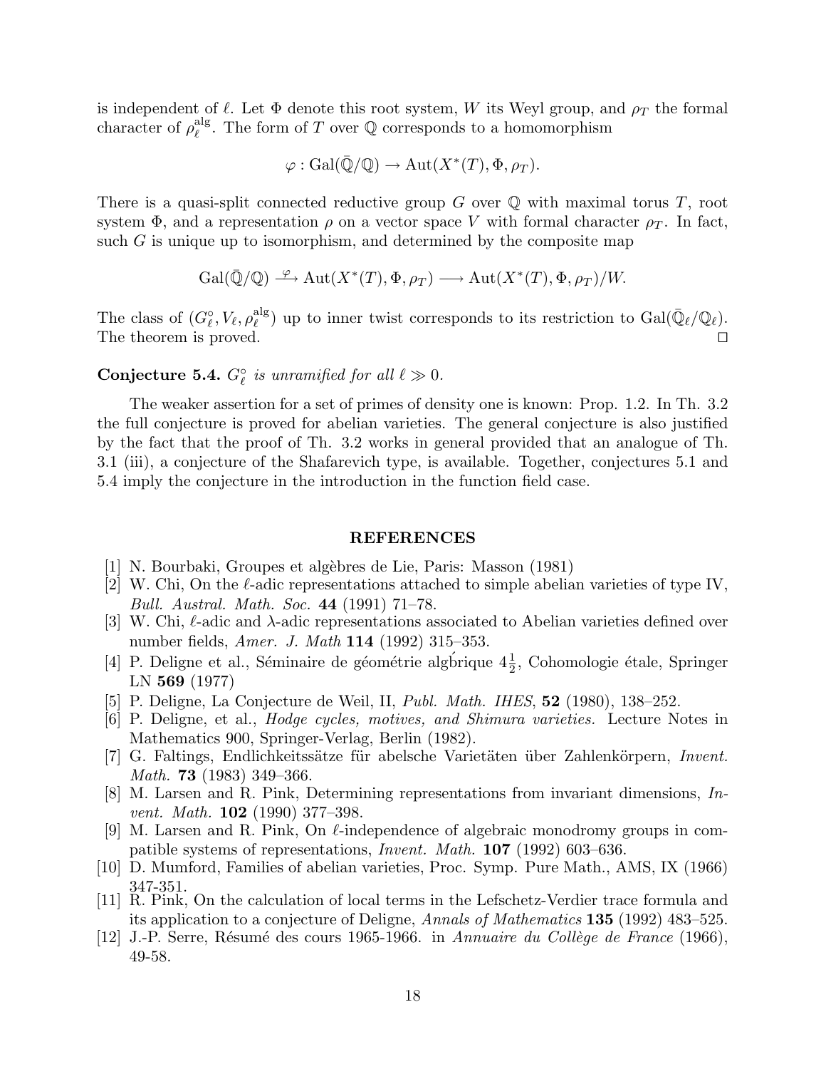is independent of $\ell$. Let $\Phi$ denote this root system, $W$ its Weyl group, and $\rho_T$ the formal character of $\rho_\ell^{\mathrm{alg}}$. The form of $T$ over $\mathbb{Q}$ corresponds to a homomorphism

$$\varphi : \mathrm{Gal}(\bar{\mathbb{Q}}/\mathbb{Q}) \to \mathrm{Aut}(X^*(T), \Phi, \rho_T).$$

There is a quasi-split connected reductive group $G$ over $\mathbb{Q}$ with maximal torus $T$, root system $\Phi$, and a representation $\rho$ on a vector space $V$ with formal character $\rho_T$. In fact, such $G$ is unique up to isomorphism, and determined by the composite map

$$\mathrm{Gal}(\bar{\mathbb{Q}}/\mathbb{Q}) \xrightarrow{\varphi} \mathrm{Aut}(X^*(T), \Phi, \rho_T) \longrightarrow \mathrm{Aut}(X^*(T), \Phi, \rho_T)/W.$$

The class of $(G_\ell^\circ, V_\ell, \rho_\ell^{\mathrm{alg}})$ up to inner twist corresponds to its restriction to $\mathrm{Gal}(\bar{\mathbb{Q}}_\ell/\mathbb{Q}_\ell)$. The theorem is proved. □

**Conjecture 5.4.** *$G_\ell^\circ$ is unramified for all $\ell \gg 0$.*

The weaker assertion for a set of primes of density one is known: Prop. 1.2. In Th. 3.2 the full conjecture is proved for abelian varieties. The general conjecture is also justified by the fact that the proof of Th. 3.2 works in general provided that an analogue of Th. 3.1 (iii), a conjecture of the Shafarevich type, is available. Together, conjectures 5.1 and 5.4 imply the conjecture in the introduction in the function field case.

## REFERENCES

[1] N. Bourbaki, Groupes et algèbres de Lie, Paris: Masson (1981)

[2] W. Chi, On the $\ell$-adic representations attached to simple abelian varieties of type IV, *Bull. Austral. Math. Soc.* **44** (1991) 71–78.

[3] W. Chi, $\ell$-adic and $\lambda$-adic representations associated to Abelian varieties defined over number fields, *Amer. J. Math* **114** (1992) 315–353.

[4] P. Deligne et al., Séminaire de géométrie algb́rique $4\frac{1}{2}$, Cohomologie étale, Springer LN **569** (1977)

[5] P. Deligne, La Conjecture de Weil, II, *Publ. Math. IHES*, **52** (1980), 138–252.

[6] P. Deligne, et al., *Hodge cycles, motives, and Shimura varieties.* Lecture Notes in Mathematics 900, Springer-Verlag, Berlin (1982).

[7] G. Faltings, Endlichkeitssätze für abelsche Varietäten über Zahlenkörpern, *Invent. Math.* **73** (1983) 349–366.

[8] M. Larsen and R. Pink, Determining representations from invariant dimensions, *Invent. Math.* **102** (1990) 377–398.

[9] M. Larsen and R. Pink, On $\ell$-independence of algebraic monodromy groups in compatible systems of representations, *Invent. Math.* **107** (1992) 603–636.

[10] D. Mumford, Families of abelian varieties, Proc. Symp. Pure Math., AMS, IX (1966) 347-351.

[11] R. Pink, On the calculation of local terms in the Lefschetz-Verdier trace formula and its application to a conjecture of Deligne, *Annals of Mathematics* **135** (1992) 483–525.

[12] J.-P. Serre, Résumé des cours 1965-1966. in *Annuaire du Collège de France* (1966), 49-58.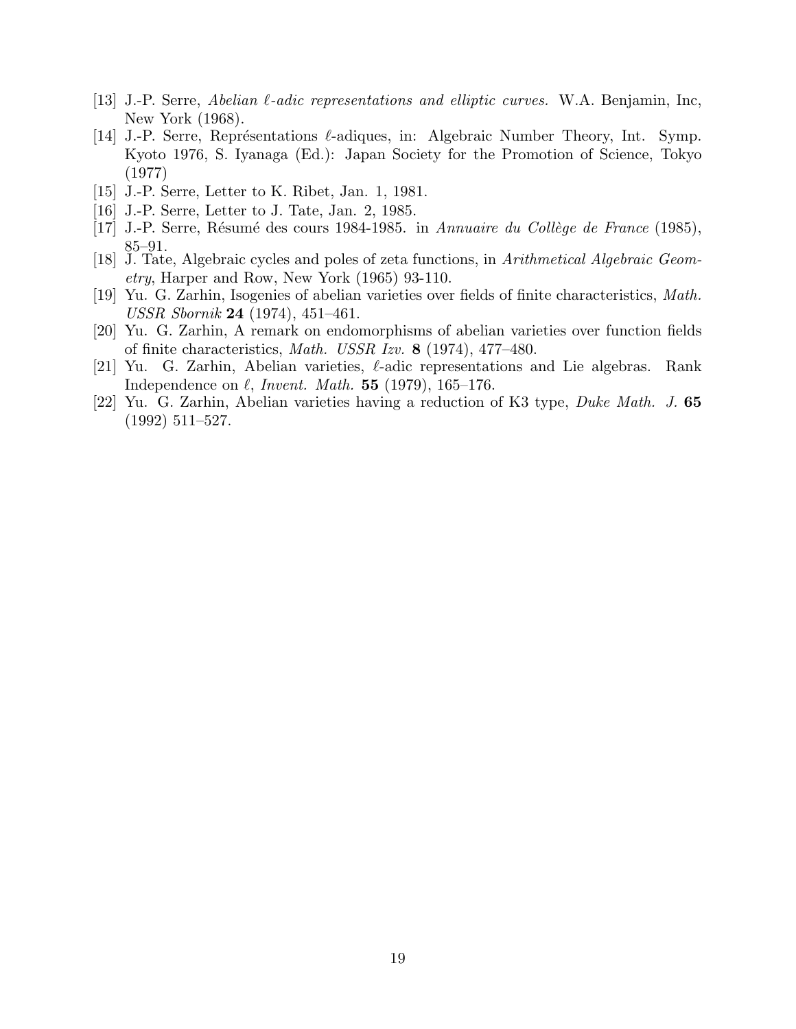[13] J.-P. Serre, *Abelian $\ell$-adic representations and elliptic curves.* W.A. Benjamin, Inc, New York (1968).

[14] J.-P. Serre, Représentations $\ell$-adiques, in: Algebraic Number Theory, Int. Symp. Kyoto 1976, S. Iyanaga (Ed.): Japan Society for the Promotion of Science, Tokyo (1977)

[15] J.-P. Serre, Letter to K. Ribet, Jan. 1, 1981.

[16] J.-P. Serre, Letter to J. Tate, Jan. 2, 1985.

[17] J.-P. Serre, Résumé des cours 1984-1985. in *Annuaire du Collège de France* (1985), 85–91.

[18] J. Tate, Algebraic cycles and poles of zeta functions, in *Arithmetical Algebraic Geometry*, Harper and Row, New York (1965) 93-110.

[19] Yu. G. Zarhin, Isogenies of abelian varieties over fields of finite characteristics, *Math. USSR Sbornik* **24** (1974), 451–461.

[20] Yu. G. Zarhin, A remark on endomorphisms of abelian varieties over function fields of finite characteristics, *Math. USSR Izv.* **8** (1974), 477–480.

[21] Yu. G. Zarhin, Abelian varieties, $\ell$-adic representations and Lie algebras. Rank Independence on $\ell$, *Invent. Math.* **55** (1979), 165–176.

[22] Yu. G. Zarhin, Abelian varieties having a reduction of K3 type, *Duke Math. J.* **65** (1992) 511–527.